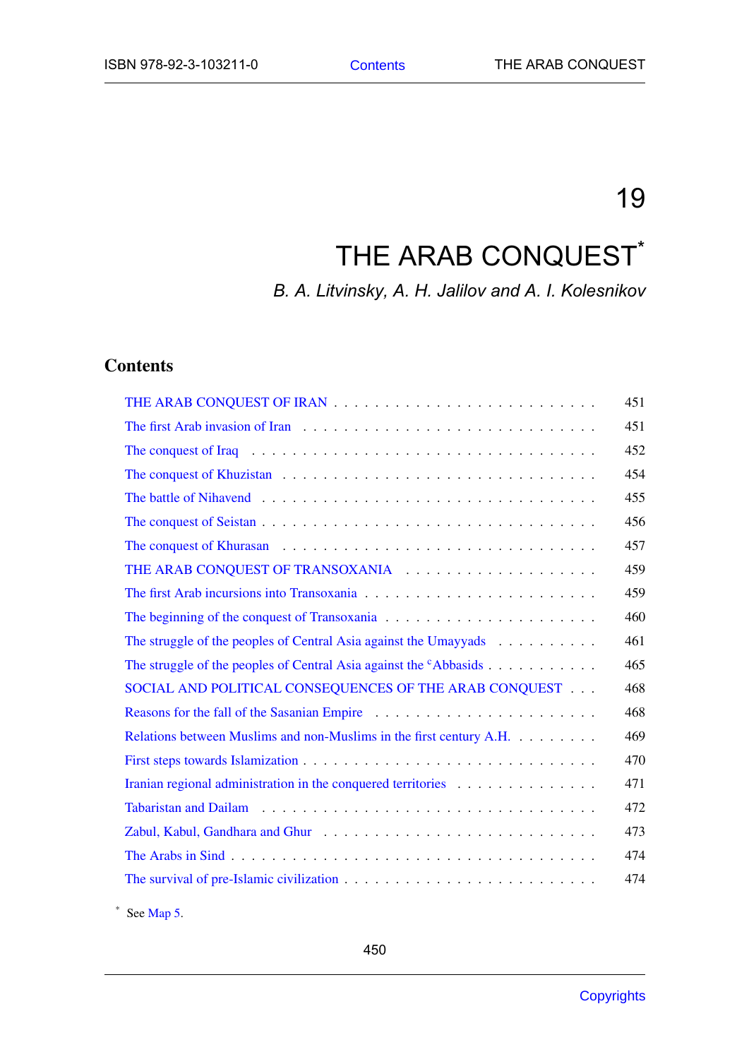# 19

# THE ARAB CONQUEST*

*B. A. Litvinsky, A. H. Jalilov and A. I. Kolesnikov*

## Contents

| | |
|---|---|
| THE ARAB CONQUEST OF IRAN | 451 |
| The first Arab invasion of Iran | 451 |
| The conquest of Iraq | 452 |
| The conquest of Khuzistan | 454 |
| The battle of Nihavend | 455 |
| The conquest of Seistan | 456 |
| The conquest of Khurasan | 457 |
| THE ARAB CONQUEST OF TRANSOXANIA | 459 |
| The first Arab incursions into Transoxania | 459 |
| The beginning of the conquest of Transoxania | 460 |
| The struggle of the peoples of Central Asia against the Umayyads | 461 |
| The struggle of the peoples of Central Asia against the ᶜAbbasids | 465 |
| SOCIAL AND POLITICAL CONSEQUENCES OF THE ARAB CONQUEST | 468 |
| Reasons for the fall of the Sasanian Empire | 468 |
| Relations between Muslims and non-Muslims in the first century A.H. | 469 |
| First steps towards Islamization | 470 |
| Iranian regional administration in the conquered territories | 471 |
| Tabaristan and Dailam | 472 |
| Zabul, Kabul, Gandhara and Ghur | 473 |
| The Arabs in Sind | 474 |
| The survival of pre-Islamic civilization | 474 |

\* See Map 5.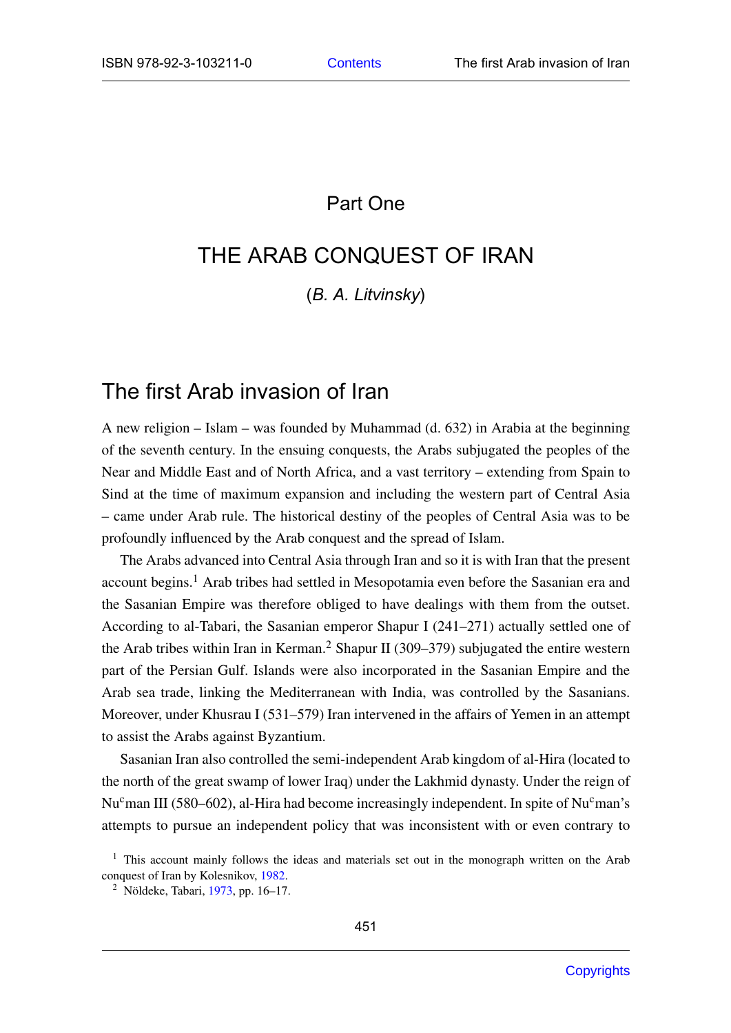# Part One

# THE ARAB CONQUEST OF IRAN

(*B. A. Litvinsky*)

## The first Arab invasion of Iran

A new religion – Islam – was founded by Muhammad (d. 632) in Arabia at the beginning of the seventh century. In the ensuing conquests, the Arabs subjugated the peoples of the Near and Middle East and of North Africa, and a vast territory – extending from Spain to Sind at the time of maximum expansion and including the western part of Central Asia – came under Arab rule. The historical destiny of the peoples of Central Asia was to be profoundly influenced by the Arab conquest and the spread of Islam.

The Arabs advanced into Central Asia through Iran and so it is with Iran that the present account begins.[1] Arab tribes had settled in Mesopotamia even before the Sasanian era and the Sasanian Empire was therefore obliged to have dealings with them from the outset. According to al-Tabari, the Sasanian emperor Shapur I (241–271) actually settled one of the Arab tribes within Iran in Kerman.[2] Shapur II (309–379) subjugated the entire western part of the Persian Gulf. Islands were also incorporated in the Sasanian Empire and the Arab sea trade, linking the Mediterranean with India, was controlled by the Sasanians. Moreover, under Khusrau I (531–579) Iran intervened in the affairs of Yemen in an attempt to assist the Arabs against Byzantium.

Sasanian Iran also controlled the semi-independent Arab kingdom of al-Hira (located to the north of the great swamp of lower Iraq) under the Lakhmid dynasty. Under the reign of Nu$^{c}$man III (580–602), al-Hira had become increasingly independent. In spite of Nu$^{c}$man's attempts to pursue an independent policy that was inconsistent with or even contrary to

[1] This account mainly follows the ideas and materials set out in the monograph written on the Arab conquest of Iran by Kolesnikov, 1982.

[2] Nöldeke, Tabari, 1973, pp. 16–17.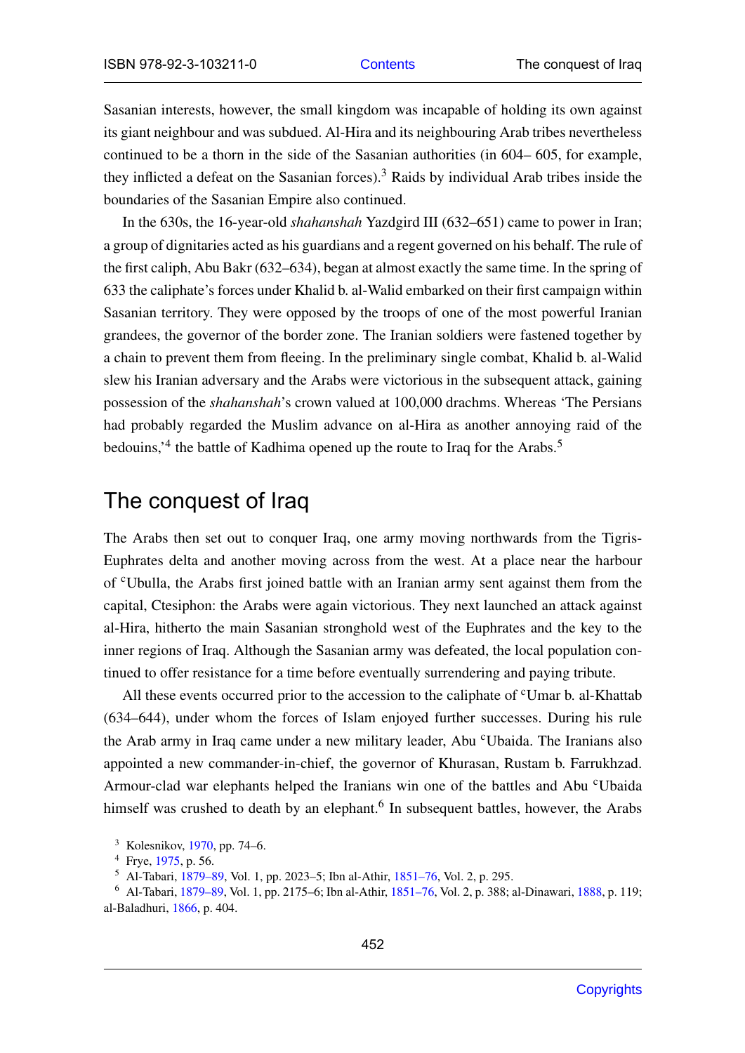Sasanian interests, however, the small kingdom was incapable of holding its own against its giant neighbour and was subdued. Al-Hira and its neighbouring Arab tribes nevertheless continued to be a thorn in the side of the Sasanian authorities (in 604– 605, for example, they inflicted a defeat on the Sasanian forces).[3] Raids by individual Arab tribes inside the boundaries of the Sasanian Empire also continued.

In the 630s, the 16-year-old *shahanshah* Yazdgird III (632–651) came to power in Iran; a group of dignitaries acted as his guardians and a regent governed on his behalf. The rule of the first caliph, Abu Bakr (632–634), began at almost exactly the same time. In the spring of 633 the caliphate's forces under Khalid b. al-Walid embarked on their first campaign within Sasanian territory. They were opposed by the troops of one of the most powerful Iranian grandees, the governor of the border zone. The Iranian soldiers were fastened together by a chain to prevent them from fleeing. In the preliminary single combat, Khalid b. al-Walid slew his Iranian adversary and the Arabs were victorious in the subsequent attack, gaining possession of the *shahanshah*'s crown valued at 100,000 drachms. Whereas 'The Persians had probably regarded the Muslim advance on al-Hira as another annoying raid of the bedouins,'[4] the battle of Kadhima opened up the route to Iraq for the Arabs.[5]

## The conquest of Iraq

The Arabs then set out to conquer Iraq, one army moving northwards from the Tigris-Euphrates delta and another moving across from the west. At a place near the harbour of ᶜUbulla, the Arabs first joined battle with an Iranian army sent against them from the capital, Ctesiphon: the Arabs were again victorious. They next launched an attack against al-Hira, hitherto the main Sasanian stronghold west of the Euphrates and the key to the inner regions of Iraq. Although the Sasanian army was defeated, the local population continued to offer resistance for a time before eventually surrendering and paying tribute.

All these events occurred prior to the accession to the caliphate of ᶜUmar b. al-Khattab (634–644), under whom the forces of Islam enjoyed further successes. During his rule the Arab army in Iraq came under a new military leader, Abu ᶜUbaida. The Iranians also appointed a new commander-in-chief, the governor of Khurasan, Rustam b. Farrukhzad. Armour-clad war elephants helped the Iranians win one of the battles and Abu ᶜUbaida himself was crushed to death by an elephant.[6] In subsequent battles, however, the Arabs

[3] Kolesnikov, 1970, pp. 74–6.

[4] Frye, 1975, p. 56.

[5] Al-Tabari, 1879–89, Vol. 1, pp. 2023–5; Ibn al-Athir, 1851–76, Vol. 2, p. 295.

[6] Al-Tabari, 1879–89, Vol. 1, pp. 2175–6; Ibn al-Athir, 1851–76, Vol. 2, p. 388; al-Dinawari, 1888, p. 119; al-Baladhuri, 1866, p. 404.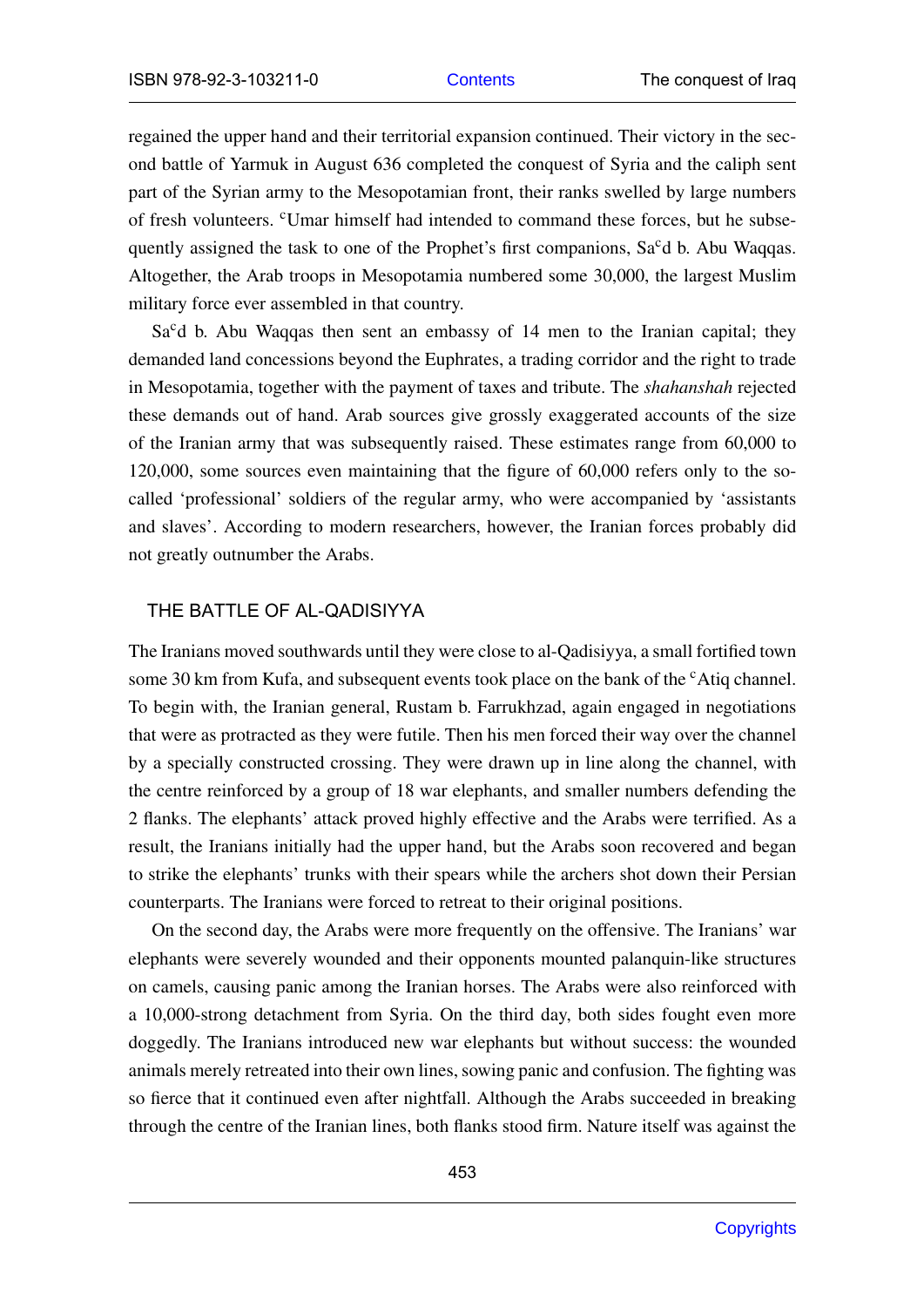regained the upper hand and their territorial expansion continued. Their victory in the second battle of Yarmuk in August 636 completed the conquest of Syria and the caliph sent part of the Syrian army to the Mesopotamian front, their ranks swelled by large numbers of fresh volunteers. ᶜUmar himself had intended to command these forces, but he subsequently assigned the task to one of the Prophet's first companions, Saᶜd b. Abu Waqqas. Altogether, the Arab troops in Mesopotamia numbered some 30,000, the largest Muslim military force ever assembled in that country.

Saᶜd b. Abu Waqqas then sent an embassy of 14 men to the Iranian capital; they demanded land concessions beyond the Euphrates, a trading corridor and the right to trade in Mesopotamia, together with the payment of taxes and tribute. The *shahanshah* rejected these demands out of hand. Arab sources give grossly exaggerated accounts of the size of the Iranian army that was subsequently raised. These estimates range from 60,000 to 120,000, some sources even maintaining that the figure of 60,000 refers only to the so-called 'professional' soldiers of the regular army, who were accompanied by 'assistants and slaves'. According to modern researchers, however, the Iranian forces probably did not greatly outnumber the Arabs.

## THE BATTLE OF AL-QADISIYYA

The Iranians moved southwards until they were close to al-Qadisiyya, a small fortified town some 30 km from Kufa, and subsequent events took place on the bank of the ᶜAtiq channel. To begin with, the Iranian general, Rustam b. Farrukhzad, again engaged in negotiations that were as protracted as they were futile. Then his men forced their way over the channel by a specially constructed crossing. They were drawn up in line along the channel, with the centre reinforced by a group of 18 war elephants, and smaller numbers defending the 2 flanks. The elephants' attack proved highly effective and the Arabs were terrified. As a result, the Iranians initially had the upper hand, but the Arabs soon recovered and began to strike the elephants' trunks with their spears while the archers shot down their Persian counterparts. The Iranians were forced to retreat to their original positions.

On the second day, the Arabs were more frequently on the offensive. The Iranians' war elephants were severely wounded and their opponents mounted palanquin-like structures on camels, causing panic among the Iranian horses. The Arabs were also reinforced with a 10,000-strong detachment from Syria. On the third day, both sides fought even more doggedly. The Iranians introduced new war elephants but without success: the wounded animals merely retreated into their own lines, sowing panic and confusion. The fighting was so fierce that it continued even after nightfall. Although the Arabs succeeded in breaking through the centre of the Iranian lines, both flanks stood firm. Nature itself was against the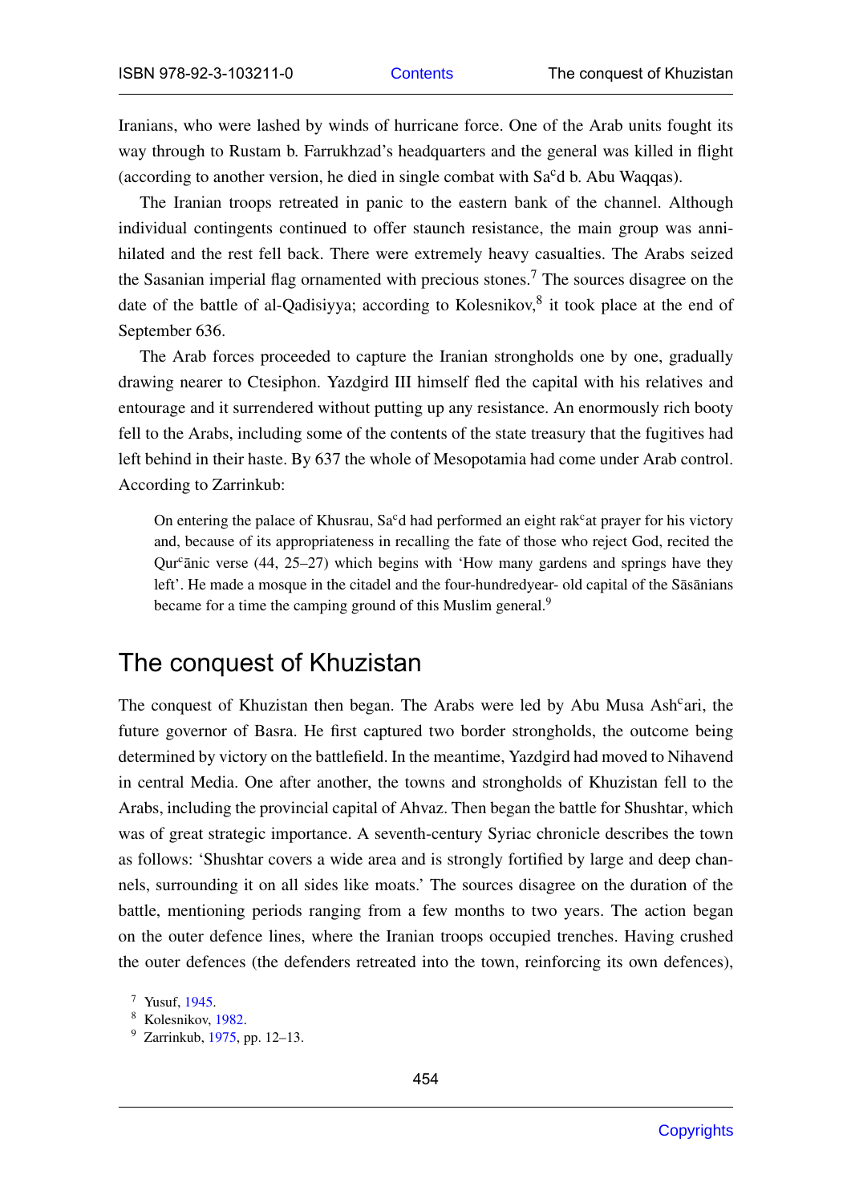Iranians, who were lashed by winds of hurricane force. One of the Arab units fought its way through to Rustam b. Farrukhzad's headquarters and the general was killed in flight (according to another version, he died in single combat with Saᶜd b. Abu Waqqas).

The Iranian troops retreated in panic to the eastern bank of the channel. Although individual contingents continued to offer staunch resistance, the main group was annihilated and the rest fell back. There were extremely heavy casualties. The Arabs seized the Sasanian imperial flag ornamented with precious stones.[7] The sources disagree on the date of the battle of al-Qadisiyya; according to Kolesnikov,[8] it took place at the end of September 636.

The Arab forces proceeded to capture the Iranian strongholds one by one, gradually drawing nearer to Ctesiphon. Yazdgird III himself fled the capital with his relatives and entourage and it surrendered without putting up any resistance. An enormously rich booty fell to the Arabs, including some of the contents of the state treasury that the fugitives had left behind in their haste. By 637 the whole of Mesopotamia had come under Arab control. According to Zarrinkub:

> On entering the palace of Khusrau, Saᶜd had performed an eight rakᶜat prayer for his victory and, because of its appropriateness in recalling the fate of those who reject God, recited the Qurᶜānic verse (44, 25–27) which begins with 'How many gardens and springs have they left'. He made a mosque in the citadel and the four-hundredyear- old capital of the Sāsānians became for a time the camping ground of this Muslim general.[9]

## The conquest of Khuzistan

The conquest of Khuzistan then began. The Arabs were led by Abu Musa Ashᶜari, the future governor of Basra. He first captured two border strongholds, the outcome being determined by victory on the battlefield. In the meantime, Yazdgird had moved to Nihavend in central Media. One after another, the towns and strongholds of Khuzistan fell to the Arabs, including the provincial capital of Ahvaz. Then began the battle for Shushtar, which was of great strategic importance. A seventh-century Syriac chronicle describes the town as follows: 'Shushtar covers a wide area and is strongly fortified by large and deep channels, surrounding it on all sides like moats.' The sources disagree on the duration of the battle, mentioning periods ranging from a few months to two years. The action began on the outer defence lines, where the Iranian troops occupied trenches. Having crushed the outer defences (the defenders retreated into the town, reinforcing its own defences),

[7] Yusuf, 1945.

[8] Kolesnikov, 1982.

[9] Zarrinkub, 1975, pp. 12–13.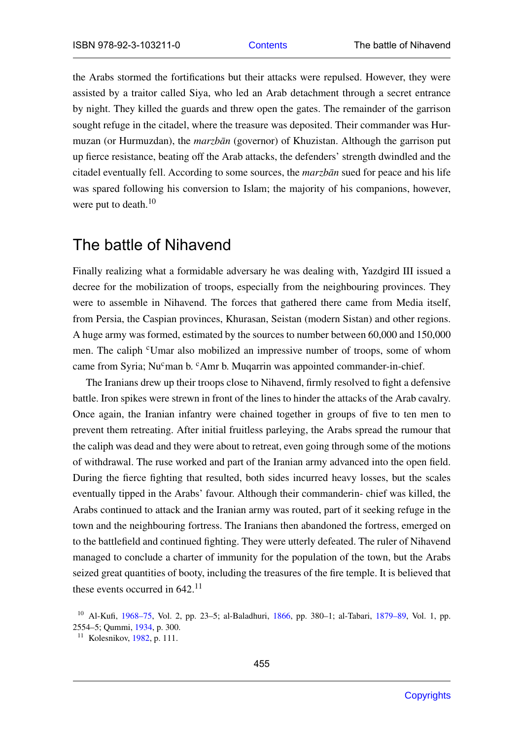the Arabs stormed the fortifications but their attacks were repulsed. However, they were assisted by a traitor called Siya, who led an Arab detachment through a secret entrance by night. They killed the guards and threw open the gates. The remainder of the garrison sought refuge in the citadel, where the treasure was deposited. Their commander was Hurmuzan (or Hurmuzdan), the *marzbān* (governor) of Khuzistan. Although the garrison put up fierce resistance, beating off the Arab attacks, the defenders' strength dwindled and the citadel eventually fell. According to some sources, the *marzbān* sued for peace and his life was spared following his conversion to Islam; the majority of his companions, however, were put to death.[10]

## The battle of Nihavend

Finally realizing what a formidable adversary he was dealing with, Yazdgird III issued a decree for the mobilization of troops, especially from the neighbouring provinces. They were to assemble in Nihavend. The forces that gathered there came from Media itself, from Persia, the Caspian provinces, Khurasan, Seistan (modern Sistan) and other regions. A huge army was formed, estimated by the sources to number between 60,000 and 150,000 men. The caliph ᶜUmar also mobilized an impressive number of troops, some of whom came from Syria; Nuᶜman b. ᶜAmr b. Muqarrin was appointed commander-in-chief.

The Iranians drew up their troops close to Nihavend, firmly resolved to fight a defensive battle. Iron spikes were strewn in front of the lines to hinder the attacks of the Arab cavalry. Once again, the Iranian infantry were chained together in groups of five to ten men to prevent them retreating. After initial fruitless parleying, the Arabs spread the rumour that the caliph was dead and they were about to retreat, even going through some of the motions of withdrawal. The ruse worked and part of the Iranian army advanced into the open field. During the fierce fighting that resulted, both sides incurred heavy losses, but the scales eventually tipped in the Arabs' favour. Although their commanderin- chief was killed, the Arabs continued to attack and the Iranian army was routed, part of it seeking refuge in the town and the neighbouring fortress. The Iranians then abandoned the fortress, emerged on to the battlefield and continued fighting. They were utterly defeated. The ruler of Nihavend managed to conclude a charter of immunity for the population of the town, but the Arabs seized great quantities of booty, including the treasures of the fire temple. It is believed that these events occurred in 642.[11]

---

[10] Al-Kufi, 1968–75, Vol. 2, pp. 23–5; al-Baladhuri, 1866, pp. 380–1; al-Tabari, 1879–89, Vol. 1, pp. 2554–5; Qummi, 1934, p. 300.

[11] Kolesnikov, 1982, p. 111.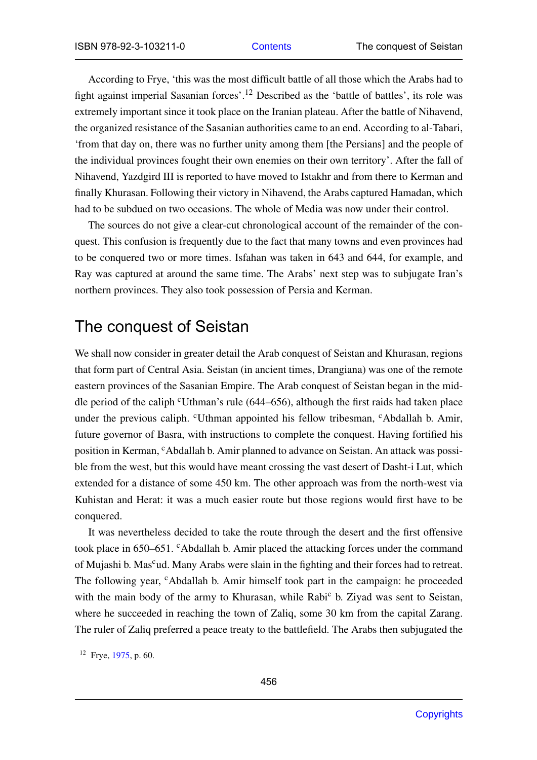According to Frye, 'this was the most difficult battle of all those which the Arabs had to fight against imperial Sasanian forces'.[12] Described as the 'battle of battles', its role was extremely important since it took place on the Iranian plateau. After the battle of Nihavend, the organized resistance of the Sasanian authorities came to an end. According to al-Tabari, 'from that day on, there was no further unity among them [the Persians] and the people of the individual provinces fought their own enemies on their own territory'. After the fall of Nihavend, Yazdgird III is reported to have moved to Istakhr and from there to Kerman and finally Khurasan. Following their victory in Nihavend, the Arabs captured Hamadan, which had to be subdued on two occasions. The whole of Media was now under their control.

The sources do not give a clear-cut chronological account of the remainder of the conquest. This confusion is frequently due to the fact that many towns and even provinces had to be conquered two or more times. Isfahan was taken in 643 and 644, for example, and Ray was captured at around the same time. The Arabs' next step was to subjugate Iran's northern provinces. They also took possession of Persia and Kerman.

## The conquest of Seistan

We shall now consider in greater detail the Arab conquest of Seistan and Khurasan, regions that form part of Central Asia. Seistan (in ancient times, Drangiana) was one of the remote eastern provinces of the Sasanian Empire. The Arab conquest of Seistan began in the middle period of the caliph ᶜUthman's rule (644–656), although the first raids had taken place under the previous caliph. ᶜUthman appointed his fellow tribesman, ᶜAbdallah b. Amir, future governor of Basra, with instructions to complete the conquest. Having fortified his position in Kerman, ᶜAbdallah b. Amir planned to advance on Seistan. An attack was possible from the west, but this would have meant crossing the vast desert of Dasht-i Lut, which extended for a distance of some 450 km. The other approach was from the north-west via Kuhistan and Herat: it was a much easier route but those regions would first have to be conquered.

It was nevertheless decided to take the route through the desert and the first offensive took place in 650–651. ᶜAbdallah b. Amir placed the attacking forces under the command of Mujashi b. Masᶜud. Many Arabs were slain in the fighting and their forces had to retreat. The following year, ᶜAbdallah b. Amir himself took part in the campaign: he proceeded with the main body of the army to Khurasan, while Rabiᶜ b. Ziyad was sent to Seistan, where he succeeded in reaching the town of Zaliq, some 30 km from the capital Zarang. The ruler of Zaliq preferred a peace treaty to the battlefield. The Arabs then subjugated the

[12] Frye, 1975, p. 60.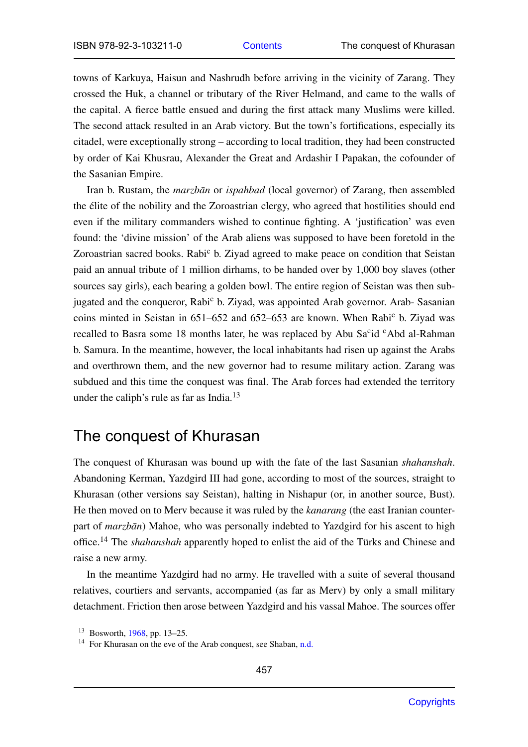towns of Karkuya, Haisun and Nashrudh before arriving in the vicinity of Zarang. They crossed the Huk, a channel or tributary of the River Helmand, and came to the walls of the capital. A fierce battle ensued and during the first attack many Muslims were killed. The second attack resulted in an Arab victory. But the town's fortifications, especially its citadel, were exceptionally strong – according to local tradition, they had been constructed by order of Kai Khusrau, Alexander the Great and Ardashir I Papakan, the cofounder of the Sasanian Empire.

Iran b. Rustam, the *marzbān* or *ispahbad* (local governor) of Zarang, then assembled the élite of the nobility and the Zoroastrian clergy, who agreed that hostilities should end even if the military commanders wished to continue fighting. A 'justification' was even found: the 'divine mission' of the Arab aliens was supposed to have been foretold in the Zoroastrian sacred books. Rabiᶜ b. Ziyad agreed to make peace on condition that Seistan paid an annual tribute of 1 million dirhams, to be handed over by 1,000 boy slaves (other sources say girls), each bearing a golden bowl. The entire region of Seistan was then subjugated and the conqueror, Rabiᶜ b. Ziyad, was appointed Arab governor. Arab- Sasanian coins minted in Seistan in 651–652 and 652–653 are known. When Rabiᶜ b. Ziyad was recalled to Basra some 18 months later, he was replaced by Abu Saᶜid ᶜAbd al-Rahman b. Samura. In the meantime, however, the local inhabitants had risen up against the Arabs and overthrown them, and the new governor had to resume military action. Zarang was subdued and this time the conquest was final. The Arab forces had extended the territory under the caliph's rule as far as India.[13]

## The conquest of Khurasan

The conquest of Khurasan was bound up with the fate of the last Sasanian *shahanshah*. Abandoning Kerman, Yazdgird III had gone, according to most of the sources, straight to Khurasan (other versions say Seistan), halting in Nishapur (or, in another source, Bust). He then moved on to Merv because it was ruled by the *kanarang* (the east Iranian counterpart of *marzbān*) Mahoe, who was personally indebted to Yazdgird for his ascent to high office.[14] The *shahanshah* apparently hoped to enlist the aid of the Türks and Chinese and raise a new army.

In the meantime Yazdgird had no army. He travelled with a suite of several thousand relatives, courtiers and servants, accompanied (as far as Merv) by only a small military detachment. Friction then arose between Yazdgird and his vassal Mahoe. The sources offer

[13] Bosworth, 1968, pp. 13–25.

[14] For Khurasan on the eve of the Arab conquest, see Shaban, n.d.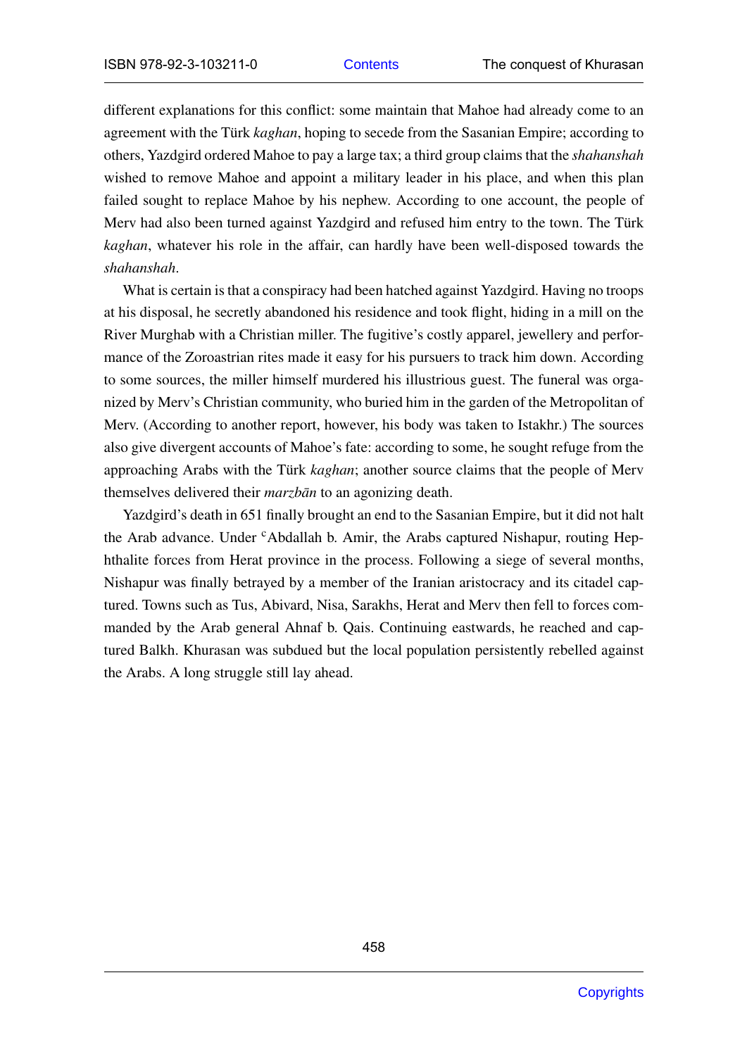different explanations for this conflict: some maintain that Mahoe had already come to an agreement with the Türk *kaghan*, hoping to secede from the Sasanian Empire; according to others, Yazdgird ordered Mahoe to pay a large tax; a third group claims that the *shahanshah* wished to remove Mahoe and appoint a military leader in his place, and when this plan failed sought to replace Mahoe by his nephew. According to one account, the people of Merv had also been turned against Yazdgird and refused him entry to the town. The Türk *kaghan*, whatever his role in the affair, can hardly have been well-disposed towards the *shahanshah*.

What is certain is that a conspiracy had been hatched against Yazdgird. Having no troops at his disposal, he secretly abandoned his residence and took flight, hiding in a mill on the River Murghab with a Christian miller. The fugitive's costly apparel, jewellery and performance of the Zoroastrian rites made it easy for his pursuers to track him down. According to some sources, the miller himself murdered his illustrious guest. The funeral was organized by Merv's Christian community, who buried him in the garden of the Metropolitan of Merv. (According to another report, however, his body was taken to Istakhr.) The sources also give divergent accounts of Mahoe's fate: according to some, he sought refuge from the approaching Arabs with the Türk *kaghan*; another source claims that the people of Merv themselves delivered their *marzbān* to an agonizing death.

Yazdgird's death in 651 finally brought an end to the Sasanian Empire, but it did not halt the Arab advance. Under ᶜAbdallah b. Amir, the Arabs captured Nishapur, routing Hephthalite forces from Herat province in the process. Following a siege of several months, Nishapur was finally betrayed by a member of the Iranian aristocracy and its citadel captured. Towns such as Tus, Abivard, Nisa, Sarakhs, Herat and Merv then fell to forces commanded by the Arab general Ahnaf b. Qais. Continuing eastwards, he reached and captured Balkh. Khurasan was subdued but the local population persistently rebelled against the Arabs. A long struggle still lay ahead.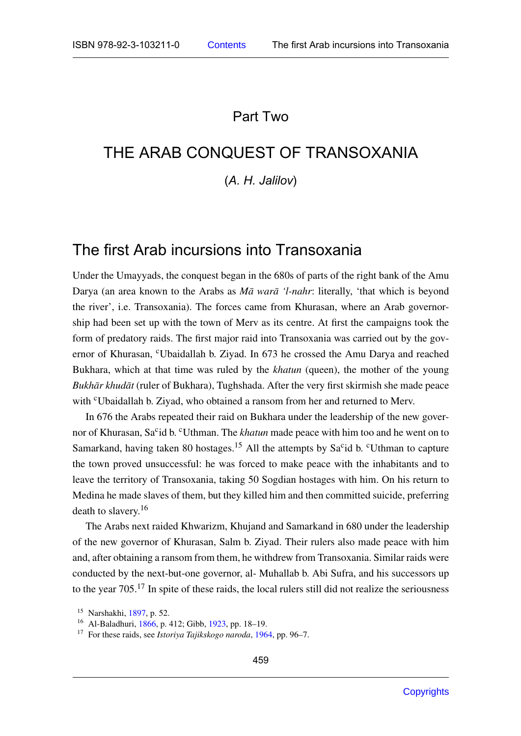# Part Two

## THE ARAB CONQUEST OF TRANSOXANIA

(*A. H. Jalilov*)

### The first Arab incursions into Transoxania

Under the Umayyads, the conquest began in the 680s of parts of the right bank of the Amu Darya (an area known to the Arabs as *Mā warā ʻl-nahr*: literally, 'that which is beyond the river', i.e. Transoxania). The forces came from Khurasan, where an Arab governorship had been set up with the town of Merv as its centre. At first the campaigns took the form of predatory raids. The first major raid into Transoxania was carried out by the governor of Khurasan, ᶜUbaidallah b. Ziyad. In 673 he crossed the Amu Darya and reached Bukhara, which at that time was ruled by the *khatun* (queen), the mother of the young *Bukhār khudāt* (ruler of Bukhara), Tughshada. After the very first skirmish she made peace with ᶜUbaidallah b. Ziyad, who obtained a ransom from her and returned to Merv.

In 676 the Arabs repeated their raid on Bukhara under the leadership of the new governor of Khurasan, Saᶜid b. ᶜUthman. The *khatun* made peace with him too and he went on to Samarkand, having taken 80 hostages.[15] All the attempts by Saᶜid b. ᶜUthman to capture the town proved unsuccessful: he was forced to make peace with the inhabitants and to leave the territory of Transoxania, taking 50 Sogdian hostages with him. On his return to Medina he made slaves of them, but they killed him and then committed suicide, preferring death to slavery.[16]

The Arabs next raided Khwarizm, Khujand and Samarkand in 680 under the leadership of the new governor of Khurasan, Salm b. Ziyad. Their rulers also made peace with him and, after obtaining a ransom from them, he withdrew from Transoxania. Similar raids were conducted by the next-but-one governor, al- Muhallab b. Abi Sufra, and his successors up to the year 705.[17] In spite of these raids, the local rulers still did not realize the seriousness

---

[15] Narshakhi, 1897, p. 52.

[16] Al-Baladhuri, 1866, p. 412; Gibb, 1923, pp. 18–19.

[17] For these raids, see *Istoriya Tajikskogo naroda*, 1964, pp. 96–7.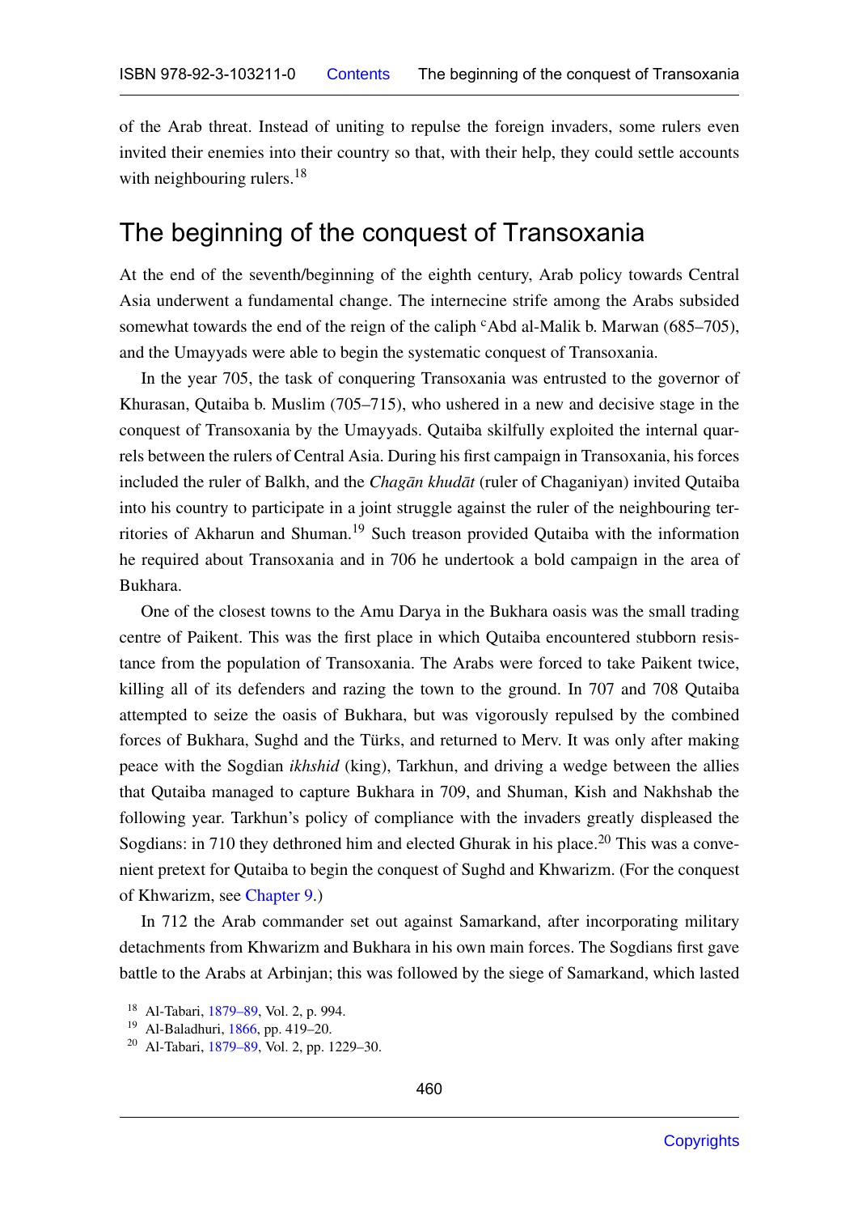of the Arab threat. Instead of uniting to repulse the foreign invaders, some rulers even invited their enemies into their country so that, with their help, they could settle accounts with neighbouring rulers.[18]

## The beginning of the conquest of Transoxania

At the end of the seventh/beginning of the eighth century, Arab policy towards Central Asia underwent a fundamental change. The internecine strife among the Arabs subsided somewhat towards the end of the reign of the caliph ᶜAbd al-Malik b. Marwan (685–705), and the Umayyads were able to begin the systematic conquest of Transoxania.

In the year 705, the task of conquering Transoxania was entrusted to the governor of Khurasan, Qutaiba b. Muslim (705–715), who ushered in a new and decisive stage in the conquest of Transoxania by the Umayyads. Qutaiba skilfully exploited the internal quarrels between the rulers of Central Asia. During his first campaign in Transoxania, his forces included the ruler of Balkh, and the *Chagān khudāt* (ruler of Chaganiyan) invited Qutaiba into his country to participate in a joint struggle against the ruler of the neighbouring territories of Akharun and Shuman.[19] Such treason provided Qutaiba with the information he required about Transoxania and in 706 he undertook a bold campaign in the area of Bukhara.

One of the closest towns to the Amu Darya in the Bukhara oasis was the small trading centre of Paikent. This was the first place in which Qutaiba encountered stubborn resistance from the population of Transoxania. The Arabs were forced to take Paikent twice, killing all of its defenders and razing the town to the ground. In 707 and 708 Qutaiba attempted to seize the oasis of Bukhara, but was vigorously repulsed by the combined forces of Bukhara, Sughd and the Türks, and returned to Merv. It was only after making peace with the Sogdian *ikhshid* (king), Tarkhun, and driving a wedge between the allies that Qutaiba managed to capture Bukhara in 709, and Shuman, Kish and Nakhshab the following year. Tarkhun's policy of compliance with the invaders greatly displeased the Sogdians: in 710 they dethroned him and elected Ghurak in his place.[20] This was a convenient pretext for Qutaiba to begin the conquest of Sughd and Khwarizm. (For the conquest of Khwarizm, see Chapter 9.)

In 712 the Arab commander set out against Samarkand, after incorporating military detachments from Khwarizm and Bukhara in his own main forces. The Sogdians first gave battle to the Arabs at Arbinjan; this was followed by the siege of Samarkand, which lasted

[18] Al-Tabari, 1879–89, Vol. 2, p. 994.
[19] Al-Baladhuri, 1866, pp. 419–20.
[20] Al-Tabari, 1879–89, Vol. 2, pp. 1229–30.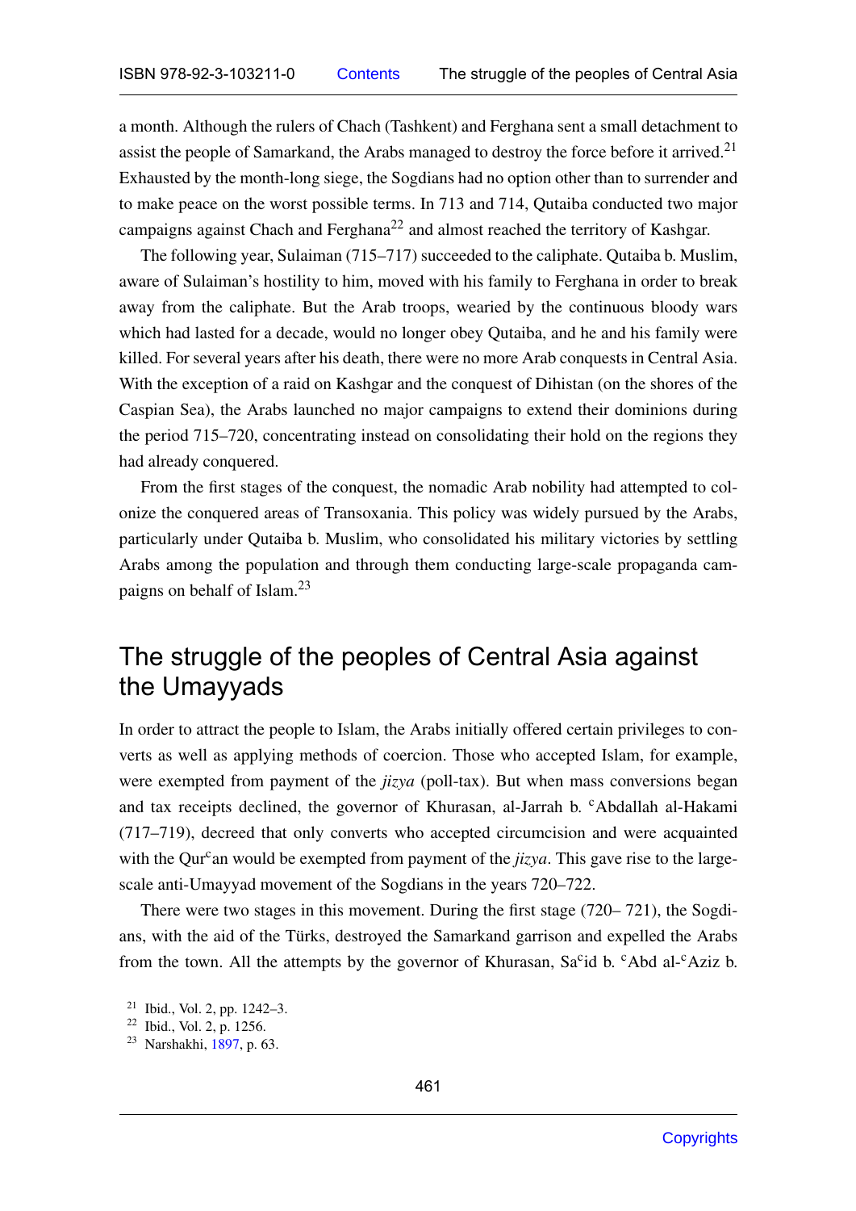a month. Although the rulers of Chach (Tashkent) and Ferghana sent a small detachment to assist the people of Samarkand, the Arabs managed to destroy the force before it arrived.[21] Exhausted by the month-long siege, the Sogdians had no option other than to surrender and to make peace on the worst possible terms. In 713 and 714, Qutaiba conducted two major campaigns against Chach and Ferghana[22] and almost reached the territory of Kashgar.

The following year, Sulaiman (715–717) succeeded to the caliphate. Qutaiba b. Muslim, aware of Sulaiman's hostility to him, moved with his family to Ferghana in order to break away from the caliphate. But the Arab troops, wearied by the continuous bloody wars which had lasted for a decade, would no longer obey Qutaiba, and he and his family were killed. For several years after his death, there were no more Arab conquests in Central Asia. With the exception of a raid on Kashgar and the conquest of Dihistan (on the shores of the Caspian Sea), the Arabs launched no major campaigns to extend their dominions during the period 715–720, concentrating instead on consolidating their hold on the regions they had already conquered.

From the first stages of the conquest, the nomadic Arab nobility had attempted to colonize the conquered areas of Transoxania. This policy was widely pursued by the Arabs, particularly under Qutaiba b. Muslim, who consolidated his military victories by settling Arabs among the population and through them conducting large-scale propaganda campaigns on behalf of Islam.[23]

## The struggle of the peoples of Central Asia against the Umayyads

In order to attract the people to Islam, the Arabs initially offered certain privileges to converts as well as applying methods of coercion. Those who accepted Islam, for example, were exempted from payment of the *jizya* (poll-tax). But when mass conversions began and tax receipts declined, the governor of Khurasan, al-Jarrah b. ᶜAbdallah al-Hakami (717–719), decreed that only converts who accepted circumcision and were acquainted with the Qurᶜan would be exempted from payment of the *jizya*. This gave rise to the large-scale anti-Umayyad movement of the Sogdians in the years 720–722.

There were two stages in this movement. During the first stage (720– 721), the Sogdians, with the aid of the Türks, destroyed the Samarkand garrison and expelled the Arabs from the town. All the attempts by the governor of Khurasan, Saᶜid b. ᶜAbd al-ᶜAziz b.

[21] Ibid., Vol. 2, pp. 1242–3.
[22] Ibid., Vol. 2, p. 1256.
[23] Narshakhi, 1897, p. 63.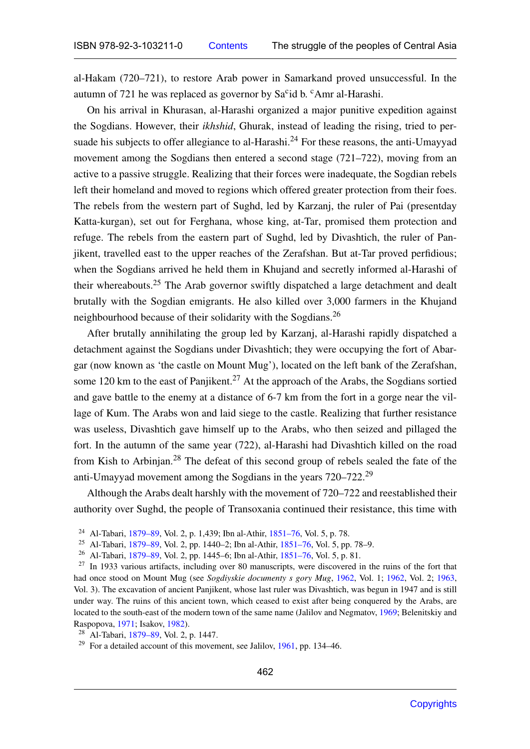al-Hakam (720–721), to restore Arab power in Samarkand proved unsuccessful. In the autumn of 721 he was replaced as governor by Sa<sup>c</sup>id b. <sup>c</sup>Amr al-Harashi.

On his arrival in Khurasan, al-Harashi organized a major punitive expedition against the Sogdians. However, their *ikhshid*, Ghurak, instead of leading the rising, tried to persuade his subjects to offer allegiance to al-Harashi.[24] For these reasons, the anti-Umayyad movement among the Sogdians then entered a second stage (721–722), moving from an active to a passive struggle. Realizing that their forces were inadequate, the Sogdian rebels left their homeland and moved to regions which offered greater protection from their foes. The rebels from the western part of Sughd, led by Karzanj, the ruler of Pai (presentday Katta-kurgan), set out for Ferghana, whose king, at-Tar, promised them protection and refuge. The rebels from the eastern part of Sughd, led by Divashtich, the ruler of Panjikent, travelled east to the upper reaches of the Zerafshan. But at-Tar proved perfidious; when the Sogdians arrived he held them in Khujand and secretly informed al-Harashi of their whereabouts.[25] The Arab governor swiftly dispatched a large detachment and dealt brutally with the Sogdian emigrants. He also killed over 3,000 farmers in the Khujand neighbourhood because of their solidarity with the Sogdians.[26]

After brutally annihilating the group led by Karzanj, al-Harashi rapidly dispatched a detachment against the Sogdians under Divashtich; they were occupying the fort of Abargar (now known as 'the castle on Mount Mug'), located on the left bank of the Zerafshan, some 120 km to the east of Panjikent.[27] At the approach of the Arabs, the Sogdians sortied and gave battle to the enemy at a distance of 6-7 km from the fort in a gorge near the village of Kum. The Arabs won and laid siege to the castle. Realizing that further resistance was useless, Divashtich gave himself up to the Arabs, who then seized and pillaged the fort. In the autumn of the same year (722), al-Harashi had Divashtich killed on the road from Kish to Arbinjan.[28] The defeat of this second group of rebels sealed the fate of the anti-Umayyad movement among the Sogdians in the years 720–722.[29]

Although the Arabs dealt harshly with the movement of 720–722 and reestablished their authority over Sughd, the people of Transoxania continued their resistance, this time with

[24] Al-Tabari, 1879–89, Vol. 2, p. 1,439; Ibn al-Athir, 1851–76, Vol. 5, p. 78.

[25] Al-Tabari, 1879–89, Vol. 2, pp. 1440–2; Ibn al-Athir, 1851–76, Vol. 5, pp. 78–9.

[26] Al-Tabari, 1879–89, Vol. 2, pp. 1445–6; Ibn al-Athir, 1851–76, Vol. 5, p. 81.

[27] In 1933 various artifacts, including over 80 manuscripts, were discovered in the ruins of the fort that had once stood on Mount Mug (see *Sogdiyskie documenty s gory Mug*, 1962, Vol. 1; 1962, Vol. 2; 1963, Vol. 3). The excavation of ancient Panjikent, whose last ruler was Divashtich, was begun in 1947 and is still under way. The ruins of this ancient town, which ceased to exist after being conquered by the Arabs, are located to the south-east of the modern town of the same name (Jalilov and Negmatov, 1969; Belenitskiy and Raspopova, 1971; Isakov, 1982).

[28] Al-Tabari, 1879–89, Vol. 2, p. 1447.

[29] For a detailed account of this movement, see Jalilov, 1961, pp. 134–46.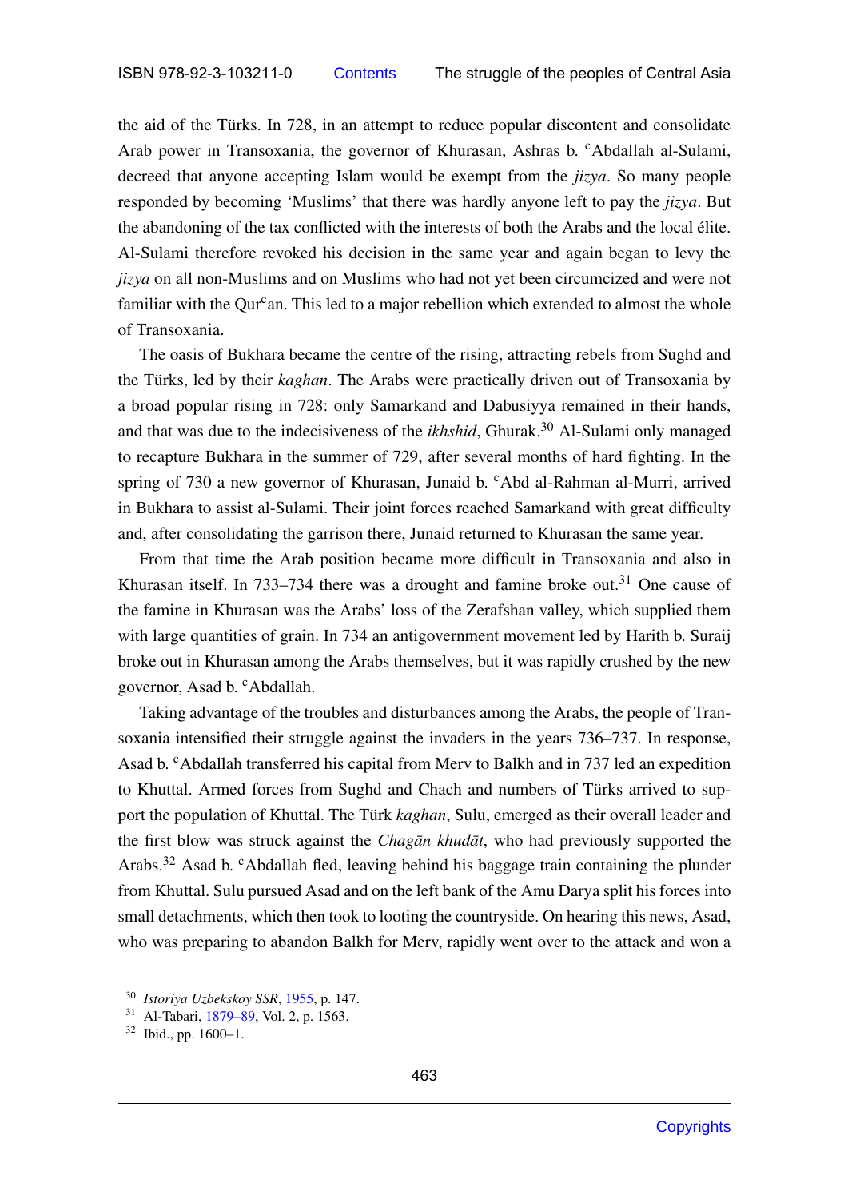the aid of the Türks. In 728, in an attempt to reduce popular discontent and consolidate Arab power in Transoxania, the governor of Khurasan, Ashras b. ᶜAbdallah al-Sulami, decreed that anyone accepting Islam would be exempt from the *jizya*. So many people responded by becoming 'Muslims' that there was hardly anyone left to pay the *jizya*. But the abandoning of the tax conflicted with the interests of both the Arabs and the local élite. Al-Sulami therefore revoked his decision in the same year and again began to levy the *jizya* on all non-Muslims and on Muslims who had not yet been circumcized and were not familiar with the Qurᶜan. This led to a major rebellion which extended to almost the whole of Transoxania.

The oasis of Bukhara became the centre of the rising, attracting rebels from Sughd and the Türks, led by their *kaghan*. The Arabs were practically driven out of Transoxania by a broad popular rising in 728: only Samarkand and Dabusiyya remained in their hands, and that was due to the indecisiveness of the *ikhshid*, Ghurak.[30] Al-Sulami only managed to recapture Bukhara in the summer of 729, after several months of hard fighting. In the spring of 730 a new governor of Khurasan, Junaid b. ᶜAbd al-Rahman al-Murri, arrived in Bukhara to assist al-Sulami. Their joint forces reached Samarkand with great difficulty and, after consolidating the garrison there, Junaid returned to Khurasan the same year.

From that time the Arab position became more difficult in Transoxania and also in Khurasan itself. In 733–734 there was a drought and famine broke out.[31] One cause of the famine in Khurasan was the Arabs' loss of the Zerafshan valley, which supplied them with large quantities of grain. In 734 an antigovernment movement led by Harith b. Suraij broke out in Khurasan among the Arabs themselves, but it was rapidly crushed by the new governor, Asad b. ᶜAbdallah.

Taking advantage of the troubles and disturbances among the Arabs, the people of Transoxania intensified their struggle against the invaders in the years 736–737. In response, Asad b. ᶜAbdallah transferred his capital from Merv to Balkh and in 737 led an expedition to Khuttal. Armed forces from Sughd and Chach and numbers of Türks arrived to support the population of Khuttal. The Türk *kaghan*, Sulu, emerged as their overall leader and the first blow was struck against the *Chagān khudāt*, who had previously supported the Arabs.[32] Asad b. ᶜAbdallah fled, leaving behind his baggage train containing the plunder from Khuttal. Sulu pursued Asad and on the left bank of the Amu Darya split his forces into small detachments, which then took to looting the countryside. On hearing this news, Asad, who was preparing to abandon Balkh for Merv, rapidly went over to the attack and won a

[30] *Istoriya Uzbekskoy SSR*, 1955, p. 147.
[31] Al-Tabari, 1879–89, Vol. 2, p. 1563.
[32] Ibid., pp. 1600–1.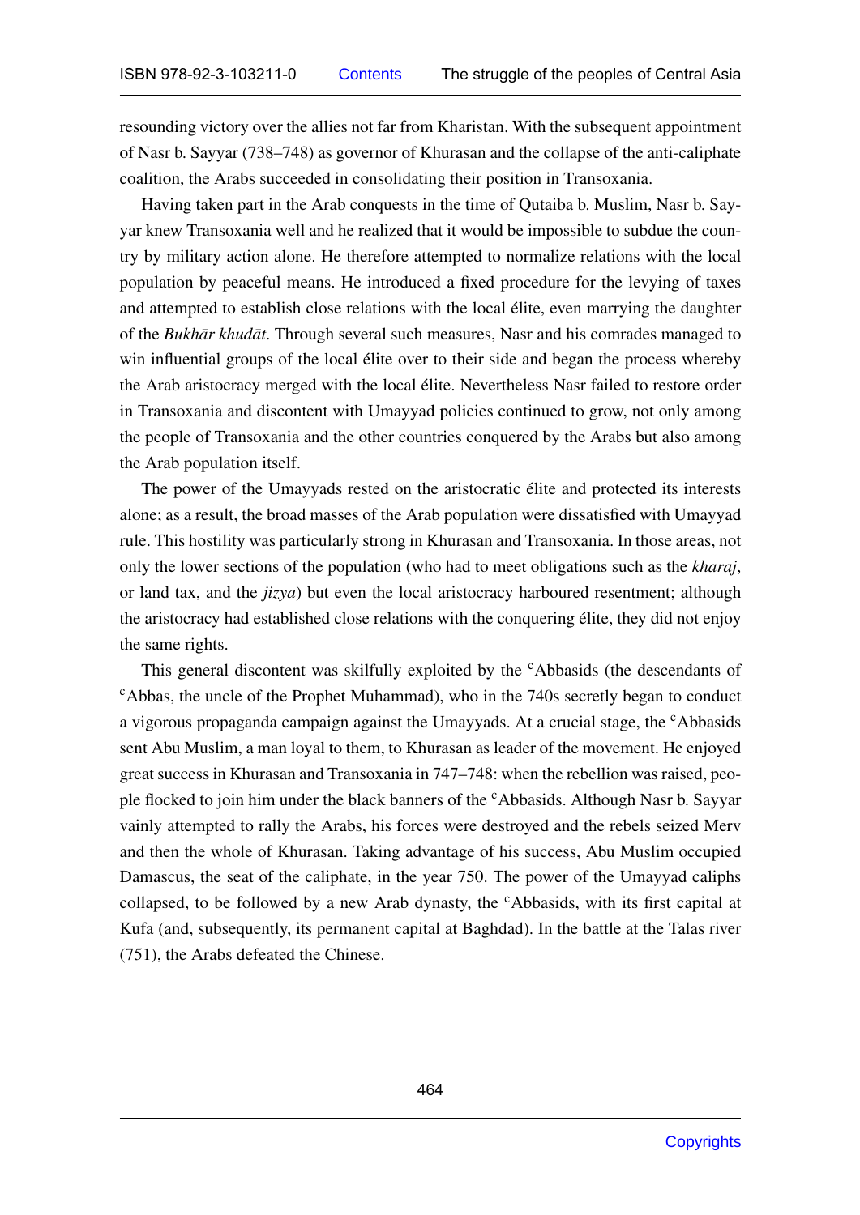resounding victory over the allies not far from Kharistan. With the subsequent appointment of Nasr b. Sayyar (738–748) as governor of Khurasan and the collapse of the anti-caliphate coalition, the Arabs succeeded in consolidating their position in Transoxania.

Having taken part in the Arab conquests in the time of Qutaiba b. Muslim, Nasr b. Sayyar knew Transoxania well and he realized that it would be impossible to subdue the country by military action alone. He therefore attempted to normalize relations with the local population by peaceful means. He introduced a fixed procedure for the levying of taxes and attempted to establish close relations with the local élite, even marrying the daughter of the *Bukhār khudāt*. Through several such measures, Nasr and his comrades managed to win influential groups of the local élite over to their side and began the process whereby the Arab aristocracy merged with the local élite. Nevertheless Nasr failed to restore order in Transoxania and discontent with Umayyad policies continued to grow, not only among the people of Transoxania and the other countries conquered by the Arabs but also among the Arab population itself.

The power of the Umayyads rested on the aristocratic élite and protected its interests alone; as a result, the broad masses of the Arab population were dissatisfied with Umayyad rule. This hostility was particularly strong in Khurasan and Transoxania. In those areas, not only the lower sections of the population (who had to meet obligations such as the *kharaj*, or land tax, and the *jizya*) but even the local aristocracy harboured resentment; although the aristocracy had established close relations with the conquering élite, they did not enjoy the same rights.

This general discontent was skilfully exploited by the ᶜAbbasids (the descendants of ᶜAbbas, the uncle of the Prophet Muhammad), who in the 740s secretly began to conduct a vigorous propaganda campaign against the Umayyads. At a crucial stage, the ᶜAbbasids sent Abu Muslim, a man loyal to them, to Khurasan as leader of the movement. He enjoyed great success in Khurasan and Transoxania in 747–748: when the rebellion was raised, people flocked to join him under the black banners of the ᶜAbbasids. Although Nasr b. Sayyar vainly attempted to rally the Arabs, his forces were destroyed and the rebels seized Merv and then the whole of Khurasan. Taking advantage of his success, Abu Muslim occupied Damascus, the seat of the caliphate, in the year 750. The power of the Umayyad caliphs collapsed, to be followed by a new Arab dynasty, the ᶜAbbasids, with its first capital at Kufa (and, subsequently, its permanent capital at Baghdad). In the battle at the Talas river (751), the Arabs defeated the Chinese.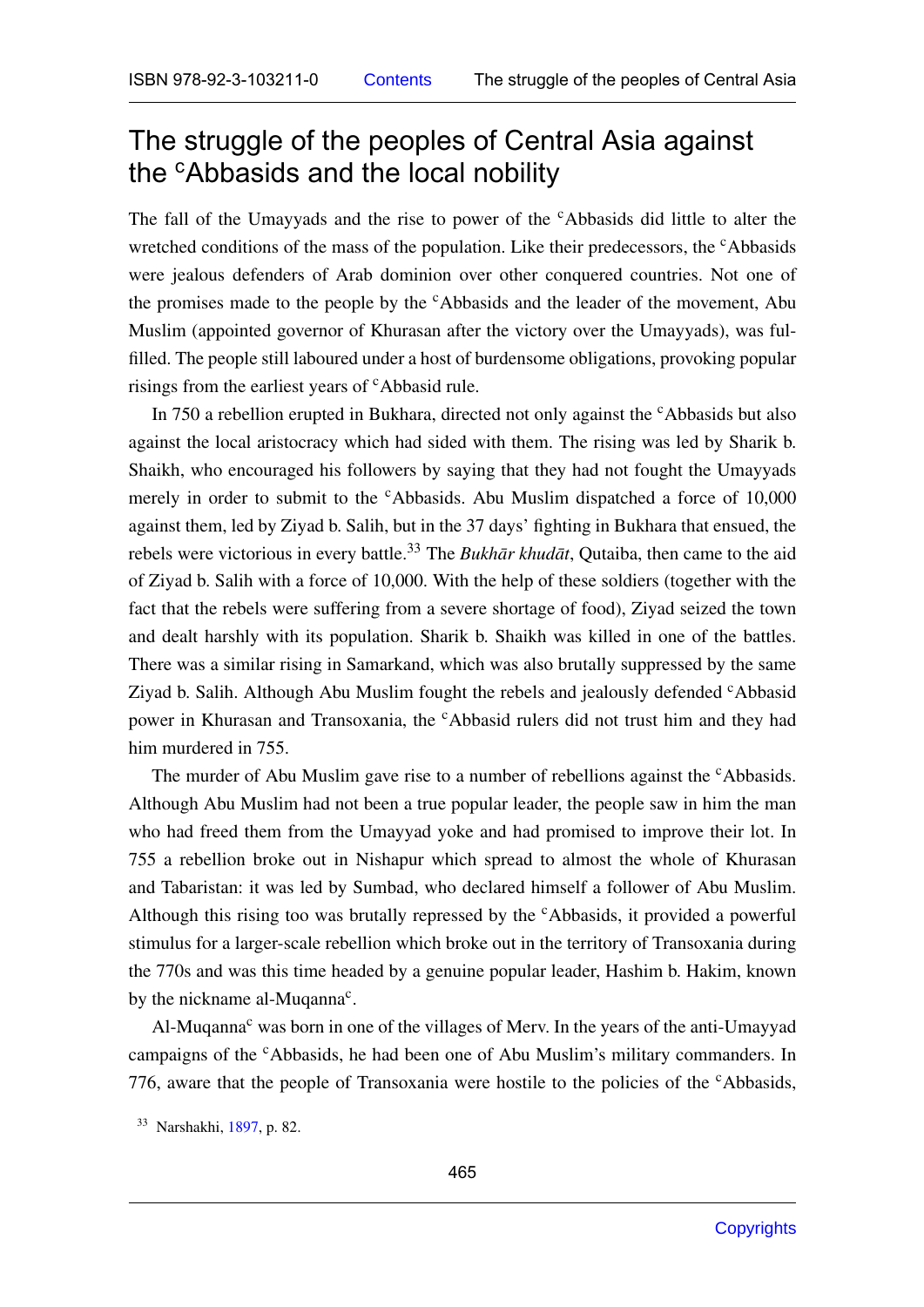# The struggle of the peoples of Central Asia against the ᶜAbbasids and the local nobility

The fall of the Umayyads and the rise to power of the ᶜAbbasids did little to alter the wretched conditions of the mass of the population. Like their predecessors, the ᶜAbbasids were jealous defenders of Arab dominion over other conquered countries. Not one of the promises made to the people by the ᶜAbbasids and the leader of the movement, Abu Muslim (appointed governor of Khurasan after the victory over the Umayyads), was fulfilled. The people still laboured under a host of burdensome obligations, provoking popular risings from the earliest years of ᶜAbbasid rule.

In 750 a rebellion erupted in Bukhara, directed not only against the ᶜAbbasids but also against the local aristocracy which had sided with them. The rising was led by Sharik b. Shaikh, who encouraged his followers by saying that they had not fought the Umayyads merely in order to submit to the ᶜAbbasids. Abu Muslim dispatched a force of 10,000 against them, led by Ziyad b. Salih, but in the 37 days' fighting in Bukhara that ensued, the rebels were victorious in every battle.[33] The *Bukhār khudāt*, Qutaiba, then came to the aid of Ziyad b. Salih with a force of 10,000. With the help of these soldiers (together with the fact that the rebels were suffering from a severe shortage of food), Ziyad seized the town and dealt harshly with its population. Sharik b. Shaikh was killed in one of the battles. There was a similar rising in Samarkand, which was also brutally suppressed by the same Ziyad b. Salih. Although Abu Muslim fought the rebels and jealously defended ᶜAbbasid power in Khurasan and Transoxania, the ᶜAbbasid rulers did not trust him and they had him murdered in 755.

The murder of Abu Muslim gave rise to a number of rebellions against the ᶜAbbasids. Although Abu Muslim had not been a true popular leader, the people saw in him the man who had freed them from the Umayyad yoke and had promised to improve their lot. In 755 a rebellion broke out in Nishapur which spread to almost the whole of Khurasan and Tabaristan: it was led by Sumbad, who declared himself a follower of Abu Muslim. Although this rising too was brutally repressed by the ᶜAbbasids, it provided a powerful stimulus for a larger-scale rebellion which broke out in the territory of Transoxania during the 770s and was this time headed by a genuine popular leader, Hashim b. Hakim, known by the nickname al-Muqannaᶜ.

Al-Muqannaᶜ was born in one of the villages of Merv. In the years of the anti-Umayyad campaigns of the ᶜAbbasids, he had been one of Abu Muslim's military commanders. In 776, aware that the people of Transoxania were hostile to the policies of the ᶜAbbasids,

[33] Narshakhi, 1897, p. 82.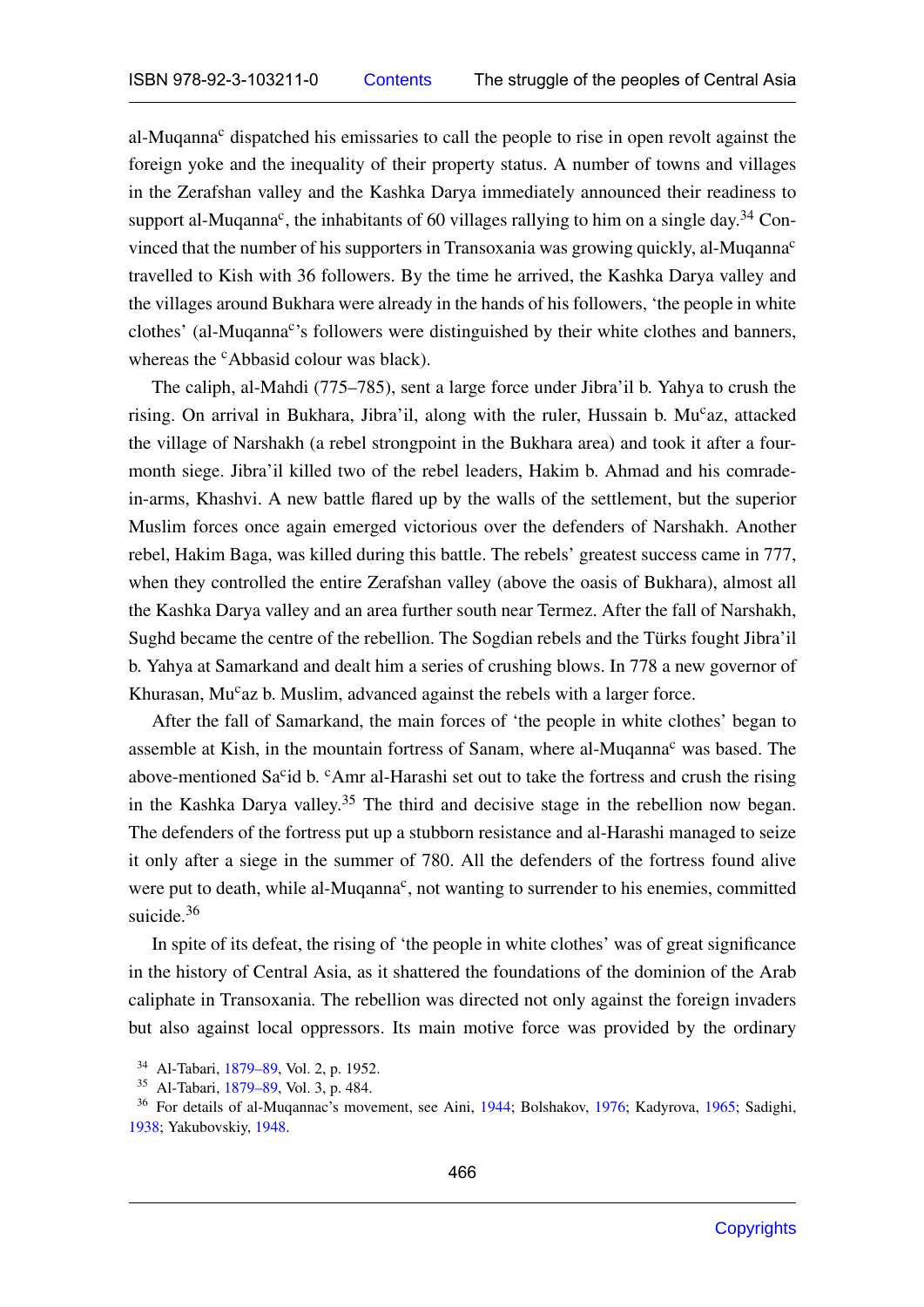al-Muqanna<sup>c</sup> dispatched his emissaries to call the people to rise in open revolt against the foreign yoke and the inequality of their property status. A number of towns and villages in the Zerafshan valley and the Kashka Darya immediately announced their readiness to support al-Muqanna<sup>c</sup>, the inhabitants of 60 villages rallying to him on a single day.[34] Convinced that the number of his supporters in Transoxania was growing quickly, al-Muqanna<sup>c</sup> travelled to Kish with 36 followers. By the time he arrived, the Kashka Darya valley and the villages around Bukhara were already in the hands of his followers, 'the people in white clothes' (al-Muqanna<sup>c</sup>'s followers were distinguished by their white clothes and banners, whereas the <sup>c</sup>Abbasid colour was black).

The caliph, al-Mahdi (775–785), sent a large force under Jibra'il b. Yahya to crush the rising. On arrival in Bukhara, Jibra'il, along with the ruler, Hussain b. Mu<sup>c</sup>az, attacked the village of Narshakh (a rebel strongpoint in the Bukhara area) and took it after a four-month siege. Jibra'il killed two of the rebel leaders, Hakim b. Ahmad and his comrade-in-arms, Khashvi. A new battle flared up by the walls of the settlement, but the superior Muslim forces once again emerged victorious over the defenders of Narshakh. Another rebel, Hakim Baga, was killed during this battle. The rebels' greatest success came in 777, when they controlled the entire Zerafshan valley (above the oasis of Bukhara), almost all the Kashka Darya valley and an area further south near Termez. After the fall of Narshakh, Sughd became the centre of the rebellion. The Sogdian rebels and the Türks fought Jibra'il b. Yahya at Samarkand and dealt him a series of crushing blows. In 778 a new governor of Khurasan, Mu<sup>c</sup>az b. Muslim, advanced against the rebels with a larger force.

After the fall of Samarkand, the main forces of 'the people in white clothes' began to assemble at Kish, in the mountain fortress of Sanam, where al-Muqanna<sup>c</sup> was based. The above-mentioned Sa<sup>c</sup>id b. <sup>c</sup>Amr al-Harashi set out to take the fortress and crush the rising in the Kashka Darya valley.[35] The third and decisive stage in the rebellion now began. The defenders of the fortress put up a stubborn resistance and al-Harashi managed to seize it only after a siege in the summer of 780. All the defenders of the fortress found alive were put to death, while al-Muqanna<sup>c</sup>, not wanting to surrender to his enemies, committed suicide.[36]

In spite of its defeat, the rising of 'the people in white clothes' was of great significance in the history of Central Asia, as it shattered the foundations of the dominion of the Arab caliphate in Transoxania. The rebellion was directed not only against the foreign invaders but also against local oppressors. Its main motive force was provided by the ordinary

[34] Al-Tabari, 1879–89, Vol. 2, p. 1952.

[35] Al-Tabari, 1879–89, Vol. 3, p. 484.

[36] For details of al-Muqannac's movement, see Aini, 1944; Bolshakov, 1976; Kadyrova, 1965; Sadighi, 1938; Yakubovskiy, 1948.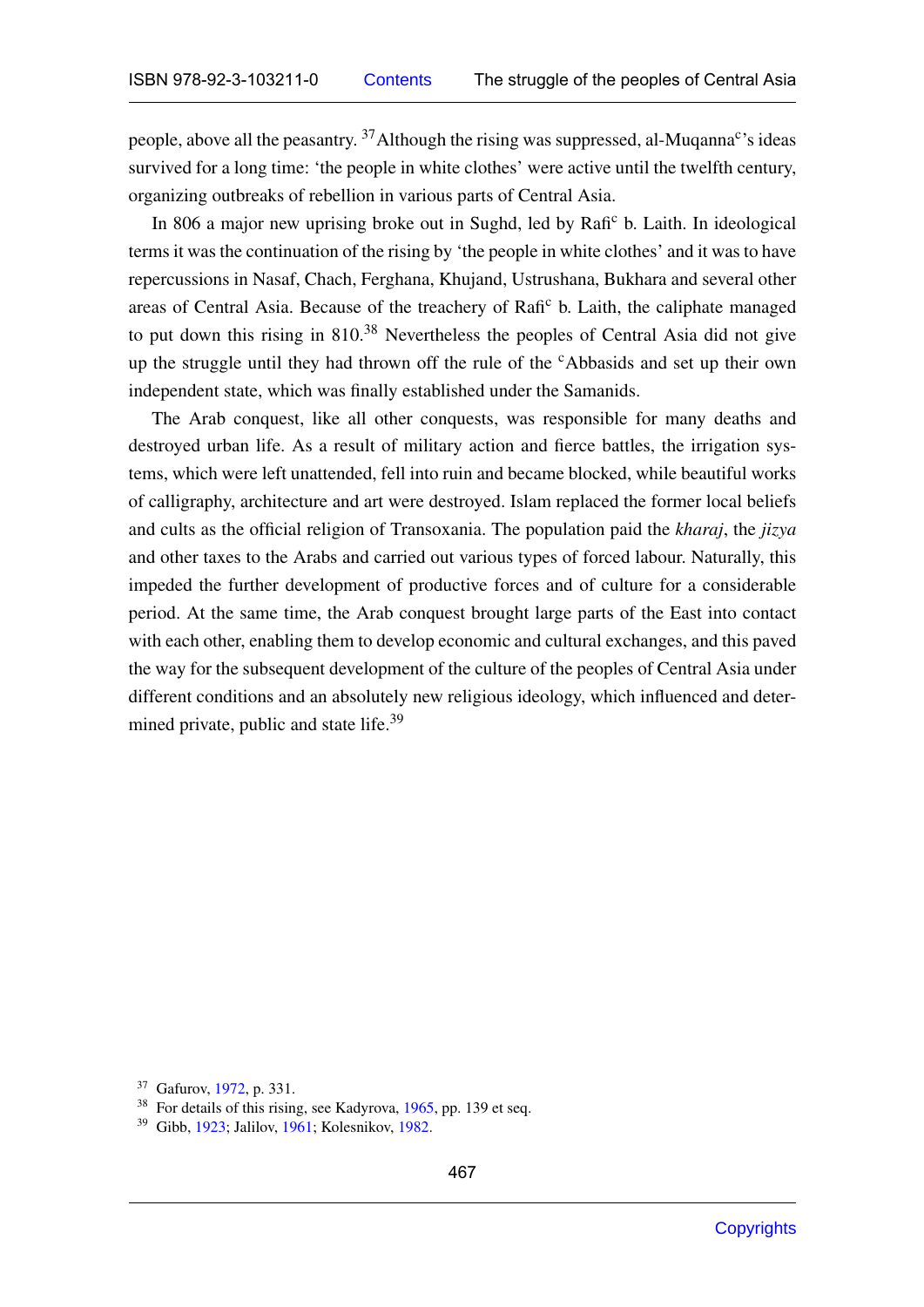people, above all the peasantry.[37] Although the rising was suppressed, al-Muqanna<sup>c</sup>'s ideas survived for a long time: 'the people in white clothes' were active until the twelfth century, organizing outbreaks of rebellion in various parts of Central Asia.

In 806 a major new uprising broke out in Sughd, led by Rafi<sup>c</sup> b. Laith. In ideological terms it was the continuation of the rising by 'the people in white clothes' and it was to have repercussions in Nasaf, Chach, Ferghana, Khujand, Ustrushana, Bukhara and several other areas of Central Asia. Because of the treachery of Rafi<sup>c</sup> b. Laith, the caliphate managed to put down this rising in 810.[38] Nevertheless the peoples of Central Asia did not give up the struggle until they had thrown off the rule of the <sup>c</sup>Abbasids and set up their own independent state, which was finally established under the Samanids.

The Arab conquest, like all other conquests, was responsible for many deaths and destroyed urban life. As a result of military action and fierce battles, the irrigation systems, which were left unattended, fell into ruin and became blocked, while beautiful works of calligraphy, architecture and art were destroyed. Islam replaced the former local beliefs and cults as the official religion of Transoxania. The population paid the *kharaj*, the *jizya* and other taxes to the Arabs and carried out various types of forced labour. Naturally, this impeded the further development of productive forces and of culture for a considerable period. At the same time, the Arab conquest brought large parts of the East into contact with each other, enabling them to develop economic and cultural exchanges, and this paved the way for the subsequent development of the culture of the peoples of Central Asia under different conditions and an absolutely new religious ideology, which influenced and determined private, public and state life.[39]

[37] Gafurov, 1972, p. 331.
[38] For details of this rising, see Kadyrova, 1965, pp. 139 et seq.
[39] Gibb, 1923; Jalilov, 1961; Kolesnikov, 1982.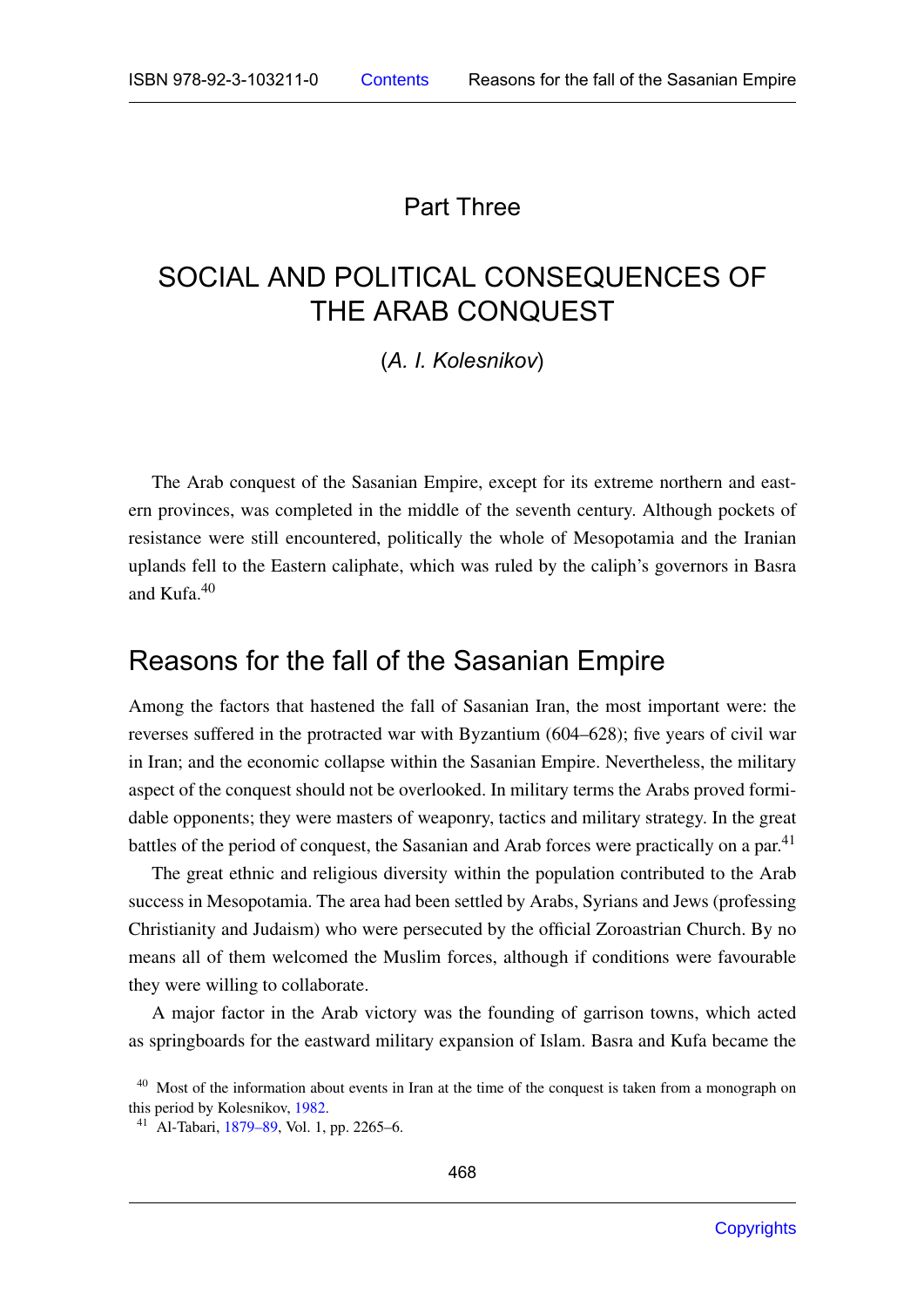# Part Three

## SOCIAL AND POLITICAL CONSEQUENCES OF THE ARAB CONQUEST

(*A. I. Kolesnikov*)

The Arab conquest of the Sasanian Empire, except for its extreme northern and eastern provinces, was completed in the middle of the seventh century. Although pockets of resistance were still encountered, politically the whole of Mesopotamia and the Iranian uplands fell to the Eastern caliphate, which was ruled by the caliph's governors in Basra and Kufa.[40]

### Reasons for the fall of the Sasanian Empire

Among the factors that hastened the fall of Sasanian Iran, the most important were: the reverses suffered in the protracted war with Byzantium (604–628); five years of civil war in Iran; and the economic collapse within the Sasanian Empire. Nevertheless, the military aspect of the conquest should not be overlooked. In military terms the Arabs proved formidable opponents; they were masters of weaponry, tactics and military strategy. In the great battles of the period of conquest, the Sasanian and Arab forces were practically on a par.[41]

The great ethnic and religious diversity within the population contributed to the Arab success in Mesopotamia. The area had been settled by Arabs, Syrians and Jews (professing Christianity and Judaism) who were persecuted by the official Zoroastrian Church. By no means all of them welcomed the Muslim forces, although if conditions were favourable they were willing to collaborate.

A major factor in the Arab victory was the founding of garrison towns, which acted as springboards for the eastward military expansion of Islam. Basra and Kufa became the

[40] Most of the information about events in Iran at the time of the conquest is taken from a monograph on this period by Kolesnikov, 1982.

[41] Al-Tabari, 1879–89, Vol. 1, pp. 2265–6.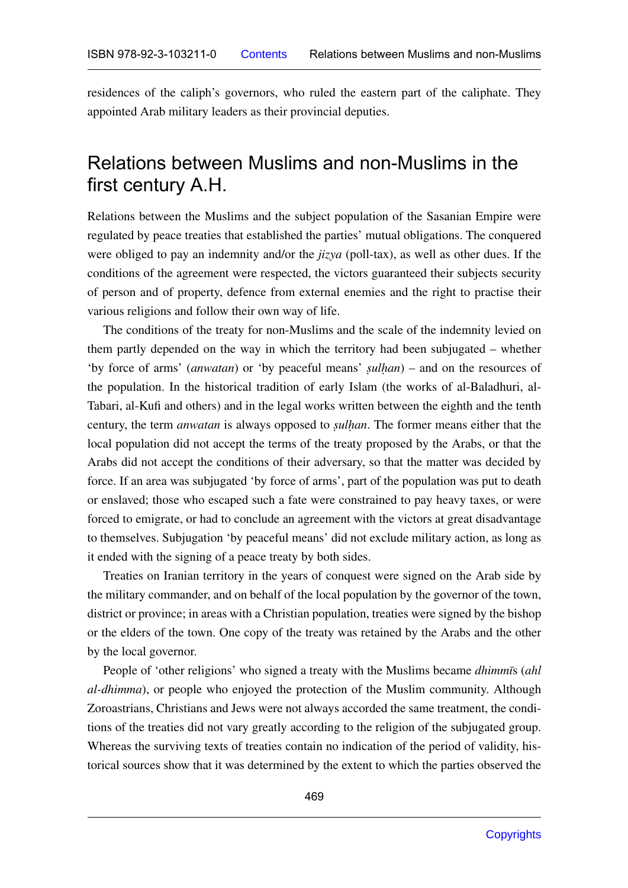residences of the caliph's governors, who ruled the eastern part of the caliphate. They appointed Arab military leaders as their provincial deputies.

## Relations between Muslims and non-Muslims in the first century A.H.

Relations between the Muslims and the subject population of the Sasanian Empire were regulated by peace treaties that established the parties' mutual obligations. The conquered were obliged to pay an indemnity and/or the *jizya* (poll-tax), as well as other dues. If the conditions of the agreement were respected, the victors guaranteed their subjects security of person and of property, defence from external enemies and the right to practise their various religions and follow their own way of life.

The conditions of the treaty for non-Muslims and the scale of the indemnity levied on them partly depended on the way in which the territory had been subjugated – whether 'by force of arms' (*anwatan*) or 'by peaceful means' *ṣulḥan*) – and on the resources of the population. In the historical tradition of early Islam (the works of al-Baladhuri, al-Tabari, al-Kufi and others) and in the legal works written between the eighth and the tenth century, the term *anwatan* is always opposed to *ṣulḥan*. The former means either that the local population did not accept the terms of the treaty proposed by the Arabs, or that the Arabs did not accept the conditions of their adversary, so that the matter was decided by force. If an area was subjugated 'by force of arms', part of the population was put to death or enslaved; those who escaped such a fate were constrained to pay heavy taxes, or were forced to emigrate, or had to conclude an agreement with the victors at great disadvantage to themselves. Subjugation 'by peaceful means' did not exclude military action, as long as it ended with the signing of a peace treaty by both sides.

Treaties on Iranian territory in the years of conquest were signed on the Arab side by the military commander, and on behalf of the local population by the governor of the town, district or province; in areas with a Christian population, treaties were signed by the bishop or the elders of the town. One copy of the treaty was retained by the Arabs and the other by the local governor.

People of 'other religions' who signed a treaty with the Muslims became *dhimmī*s (*ahl al-dhimma*), or people who enjoyed the protection of the Muslim community. Although Zoroastrians, Christians and Jews were not always accorded the same treatment, the conditions of the treaties did not vary greatly according to the religion of the subjugated group. Whereas the surviving texts of treaties contain no indication of the period of validity, historical sources show that it was determined by the extent to which the parties observed the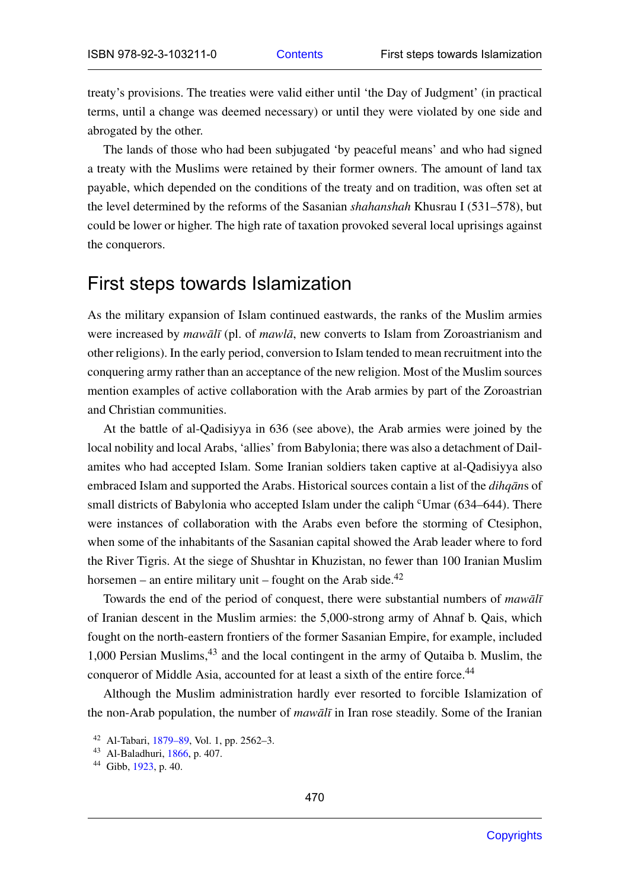treaty's provisions. The treaties were valid either until 'the Day of Judgment' (in practical terms, until a change was deemed necessary) or until they were violated by one side and abrogated by the other.

The lands of those who had been subjugated 'by peaceful means' and who had signed a treaty with the Muslims were retained by their former owners. The amount of land tax payable, which depended on the conditions of the treaty and on tradition, was often set at the level determined by the reforms of the Sasanian *shahanshah* Khusrau I (531–578), but could be lower or higher. The high rate of taxation provoked several local uprisings against the conquerors.

## First steps towards Islamization

As the military expansion of Islam continued eastwards, the ranks of the Muslim armies were increased by *mawālī* (pl. of *mawlā*, new converts to Islam from Zoroastrianism and other religions). In the early period, conversion to Islam tended to mean recruitment into the conquering army rather than an acceptance of the new religion. Most of the Muslim sources mention examples of active collaboration with the Arab armies by part of the Zoroastrian and Christian communities.

At the battle of al-Qadisiyya in 636 (see above), the Arab armies were joined by the local nobility and local Arabs, 'allies' from Babylonia; there was also a detachment of Dailamites who had accepted Islam. Some Iranian soldiers taken captive at al-Qadisiyya also embraced Islam and supported the Arabs. Historical sources contain a list of the *dihqān*s of small districts of Babylonia who accepted Islam under the caliph ᶜUmar (634–644). There were instances of collaboration with the Arabs even before the storming of Ctesiphon, when some of the inhabitants of the Sasanian capital showed the Arab leader where to ford the River Tigris. At the siege of Shushtar in Khuzistan, no fewer than 100 Iranian Muslim horsemen – an entire military unit – fought on the Arab side.[42]

Towards the end of the period of conquest, there were substantial numbers of *mawālī* of Iranian descent in the Muslim armies: the 5,000-strong army of Ahnaf b. Qais, which fought on the north-eastern frontiers of the former Sasanian Empire, for example, included 1,000 Persian Muslims,[43] and the local contingent in the army of Qutaiba b. Muslim, the conqueror of Middle Asia, accounted for at least a sixth of the entire force.[44]

Although the Muslim administration hardly ever resorted to forcible Islamization of the non-Arab population, the number of *mawālī* in Iran rose steadily. Some of the Iranian

[42] Al-Tabari, 1879–89, Vol. 1, pp. 2562–3.
[43] Al-Baladhuri, 1866, p. 407.
[44] Gibb, 1923, p. 40.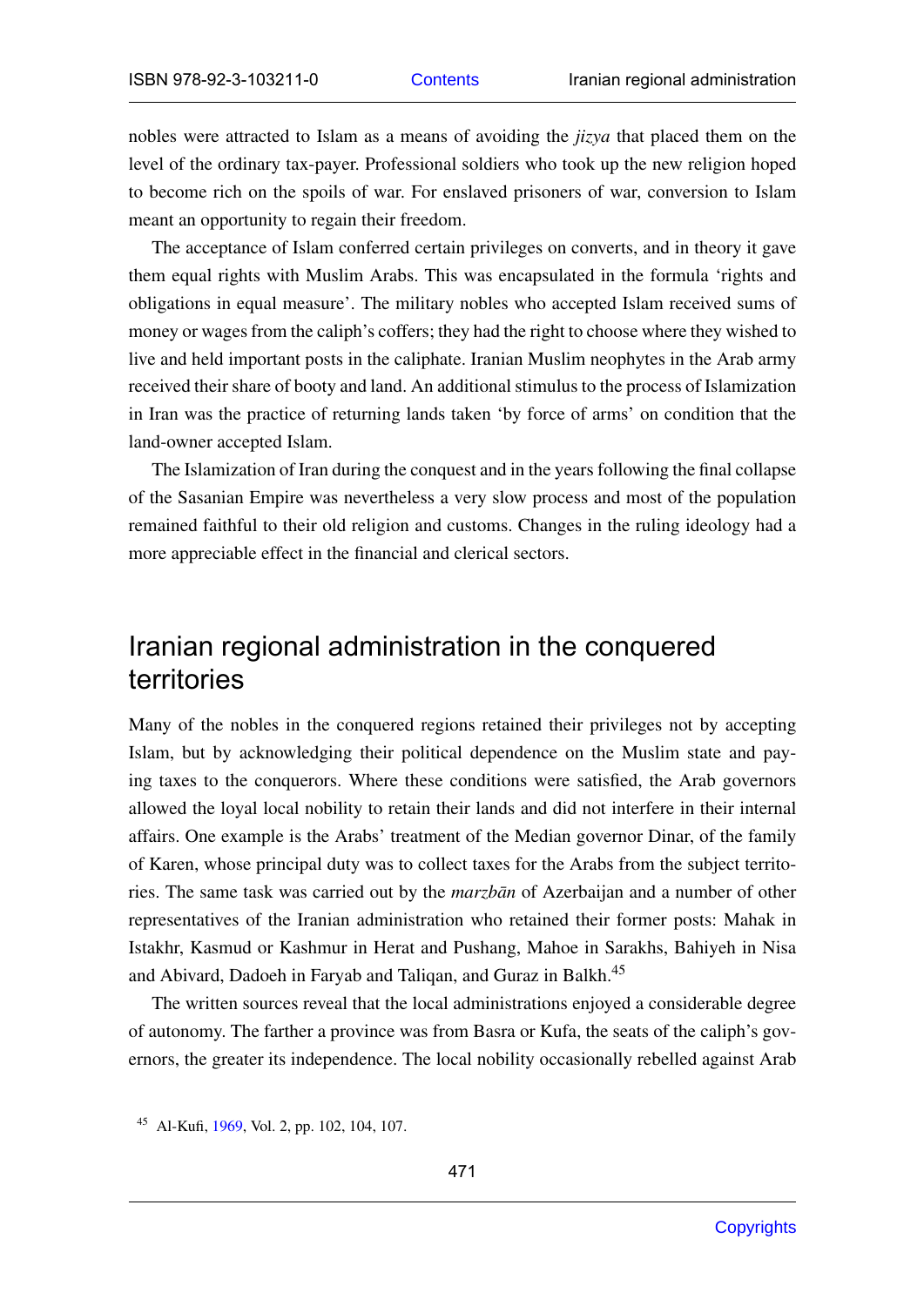nobles were attracted to Islam as a means of avoiding the *jizya* that placed them on the level of the ordinary tax-payer. Professional soldiers who took up the new religion hoped to become rich on the spoils of war. For enslaved prisoners of war, conversion to Islam meant an opportunity to regain their freedom.

The acceptance of Islam conferred certain privileges on converts, and in theory it gave them equal rights with Muslim Arabs. This was encapsulated in the formula 'rights and obligations in equal measure'. The military nobles who accepted Islam received sums of money or wages from the caliph's coffers; they had the right to choose where they wished to live and held important posts in the caliphate. Iranian Muslim neophytes in the Arab army received their share of booty and land. An additional stimulus to the process of Islamization in Iran was the practice of returning lands taken 'by force of arms' on condition that the land-owner accepted Islam.

The Islamization of Iran during the conquest and in the years following the final collapse of the Sasanian Empire was nevertheless a very slow process and most of the population remained faithful to their old religion and customs. Changes in the ruling ideology had a more appreciable effect in the financial and clerical sectors.

## Iranian regional administration in the conquered territories

Many of the nobles in the conquered regions retained their privileges not by accepting Islam, but by acknowledging their political dependence on the Muslim state and paying taxes to the conquerors. Where these conditions were satisfied, the Arab governors allowed the loyal local nobility to retain their lands and did not interfere in their internal affairs. One example is the Arabs' treatment of the Median governor Dinar, of the family of Karen, whose principal duty was to collect taxes for the Arabs from the subject territories. The same task was carried out by the *marzbān* of Azerbaijan and a number of other representatives of the Iranian administration who retained their former posts: Mahak in Istakhr, Kasmud or Kashmur in Herat and Pushang, Mahoe in Sarakhs, Bahiyeh in Nisa and Abivard, Dadoeh in Faryab and Taliqan, and Guraz in Balkh.[45]

The written sources reveal that the local administrations enjoyed a considerable degree of autonomy. The farther a province was from Basra or Kufa, the seats of the caliph's governors, the greater its independence. The local nobility occasionally rebelled against Arab

[45] Al-Kufi, 1969, Vol. 2, pp. 102, 104, 107.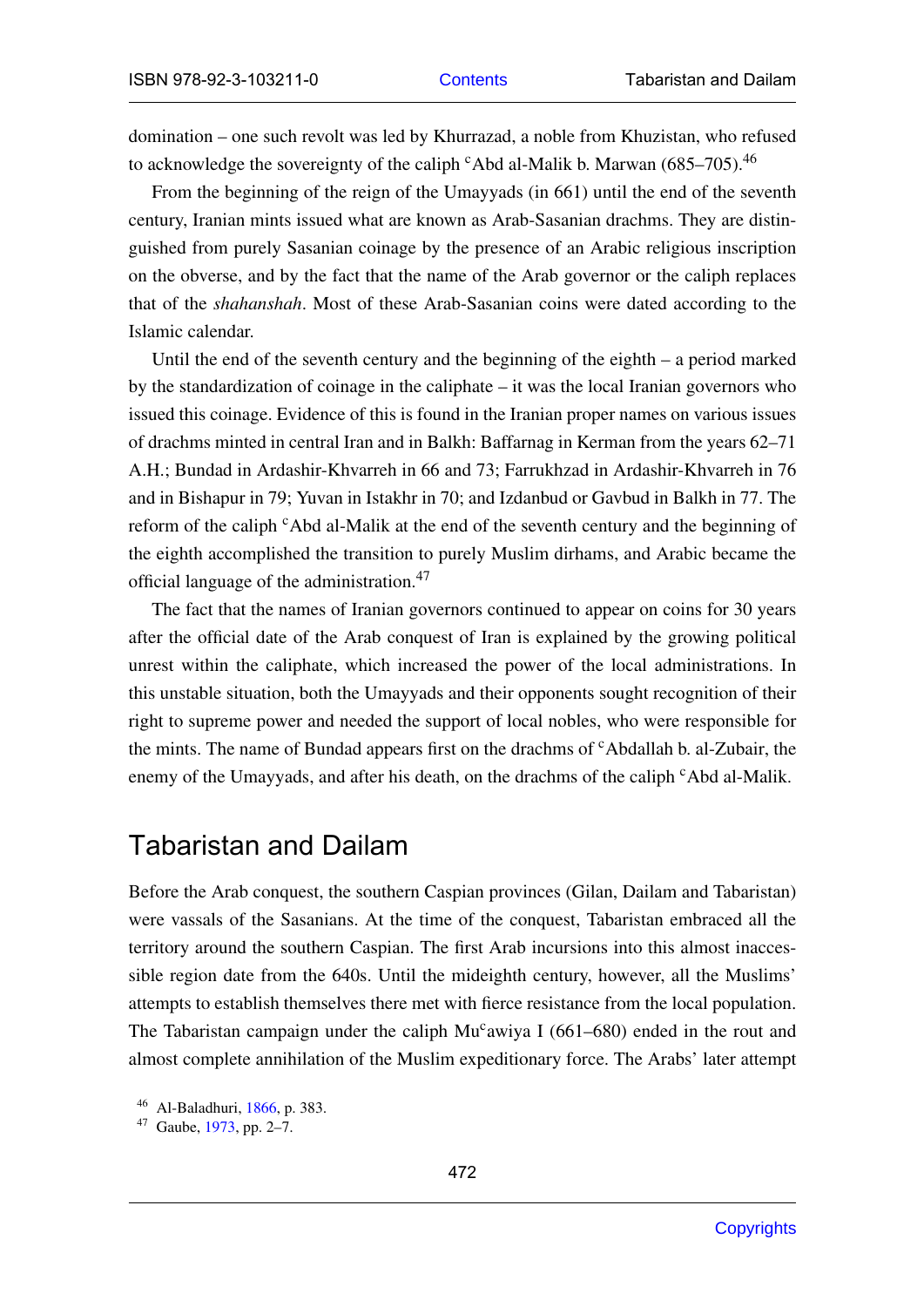domination – one such revolt was led by Khurrazad, a noble from Khuzistan, who refused to acknowledge the sovereignty of the caliph ᶜAbd al-Malik b. Marwan (685–705).[46]

From the beginning of the reign of the Umayyads (in 661) until the end of the seventh century, Iranian mints issued what are known as Arab-Sasanian drachms. They are distinguished from purely Sasanian coinage by the presence of an Arabic religious inscription on the obverse, and by the fact that the name of the Arab governor or the caliph replaces that of the *shahanshah*. Most of these Arab-Sasanian coins were dated according to the Islamic calendar.

Until the end of the seventh century and the beginning of the eighth – a period marked by the standardization of coinage in the caliphate – it was the local Iranian governors who issued this coinage. Evidence of this is found in the Iranian proper names on various issues of drachms minted in central Iran and in Balkh: Baffarnag in Kerman from the years 62–71 A.H.; Bundad in Ardashir-Khvarreh in 66 and 73; Farrukhzad in Ardashir-Khvarreh in 76 and in Bishapur in 79; Yuvan in Istakhr in 70; and Izdanbud or Gavbud in Balkh in 77. The reform of the caliph ᶜAbd al-Malik at the end of the seventh century and the beginning of the eighth accomplished the transition to purely Muslim dirhams, and Arabic became the official language of the administration.[47]

The fact that the names of Iranian governors continued to appear on coins for 30 years after the official date of the Arab conquest of Iran is explained by the growing political unrest within the caliphate, which increased the power of the local administrations. In this unstable situation, both the Umayyads and their opponents sought recognition of their right to supreme power and needed the support of local nobles, who were responsible for the mints. The name of Bundad appears first on the drachms of ᶜAbdallah b. al-Zubair, the enemy of the Umayyads, and after his death, on the drachms of the caliph ᶜAbd al-Malik.

## Tabaristan and Dailam

Before the Arab conquest, the southern Caspian provinces (Gilan, Dailam and Tabaristan) were vassals of the Sasanians. At the time of the conquest, Tabaristan embraced all the territory around the southern Caspian. The first Arab incursions into this almost inaccessible region date from the 640s. Until the mideighth century, however, all the Muslims' attempts to establish themselves there met with fierce resistance from the local population. The Tabaristan campaign under the caliph Muᶜawiya I (661–680) ended in the rout and almost complete annihilation of the Muslim expeditionary force. The Arabs' later attempt

[46] Al-Baladhuri, 1866, p. 383.

[47] Gaube, 1973, pp. 2–7.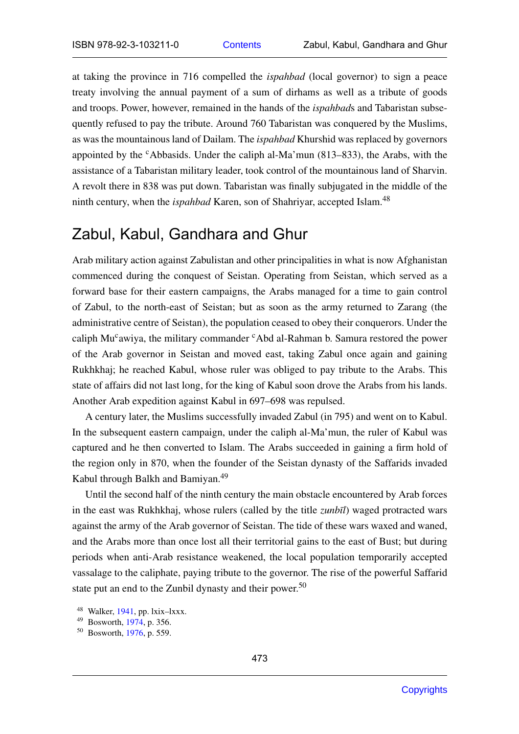at taking the province in 716 compelled the *ispahbad* (local governor) to sign a peace treaty involving the annual payment of a sum of dirhams as well as a tribute of goods and troops. Power, however, remained in the hands of the *ispahbad*s and Tabaristan subsequently refused to pay the tribute. Around 760 Tabaristan was conquered by the Muslims, as was the mountainous land of Dailam. The *ispahbad* Khurshid was replaced by governors appointed by the ᶜAbbasids. Under the caliph al-Ma'mun (813–833), the Arabs, with the assistance of a Tabaristan military leader, took control of the mountainous land of Sharvin. A revolt there in 838 was put down. Tabaristan was finally subjugated in the middle of the ninth century, when the *ispahbad* Karen, son of Shahriyar, accepted Islam.[48]

## Zabul, Kabul, Gandhara and Ghur

Arab military action against Zabulistan and other principalities in what is now Afghanistan commenced during the conquest of Seistan. Operating from Seistan, which served as a forward base for their eastern campaigns, the Arabs managed for a time to gain control of Zabul, to the north-east of Seistan; but as soon as the army returned to Zarang (the administrative centre of Seistan), the population ceased to obey their conquerors. Under the caliph Muᶜawiya, the military commander ᶜAbd al-Rahman b. Samura restored the power of the Arab governor in Seistan and moved east, taking Zabul once again and gaining Rukhkhaj; he reached Kabul, whose ruler was obliged to pay tribute to the Arabs. This state of affairs did not last long, for the king of Kabul soon drove the Arabs from his lands. Another Arab expedition against Kabul in 697–698 was repulsed.

A century later, the Muslims successfully invaded Zabul (in 795) and went on to Kabul. In the subsequent eastern campaign, under the caliph al-Ma'mun, the ruler of Kabul was captured and he then converted to Islam. The Arabs succeeded in gaining a firm hold of the region only in 870, when the founder of the Seistan dynasty of the Saffarids invaded Kabul through Balkh and Bamiyan.[49]

Until the second half of the ninth century the main obstacle encountered by Arab forces in the east was Rukhkhaj, whose rulers (called by the title *zunbīl*) waged protracted wars against the army of the Arab governor of Seistan. The tide of these wars waxed and waned, and the Arabs more than once lost all their territorial gains to the east of Bust; but during periods when anti-Arab resistance weakened, the local population temporarily accepted vassalage to the caliphate, paying tribute to the governor. The rise of the powerful Saffarid state put an end to the Zunbil dynasty and their power.[50]

[48] Walker, 1941, pp. lxix–lxxx.
[49] Bosworth, 1974, p. 356.
[50] Bosworth, 1976, p. 559.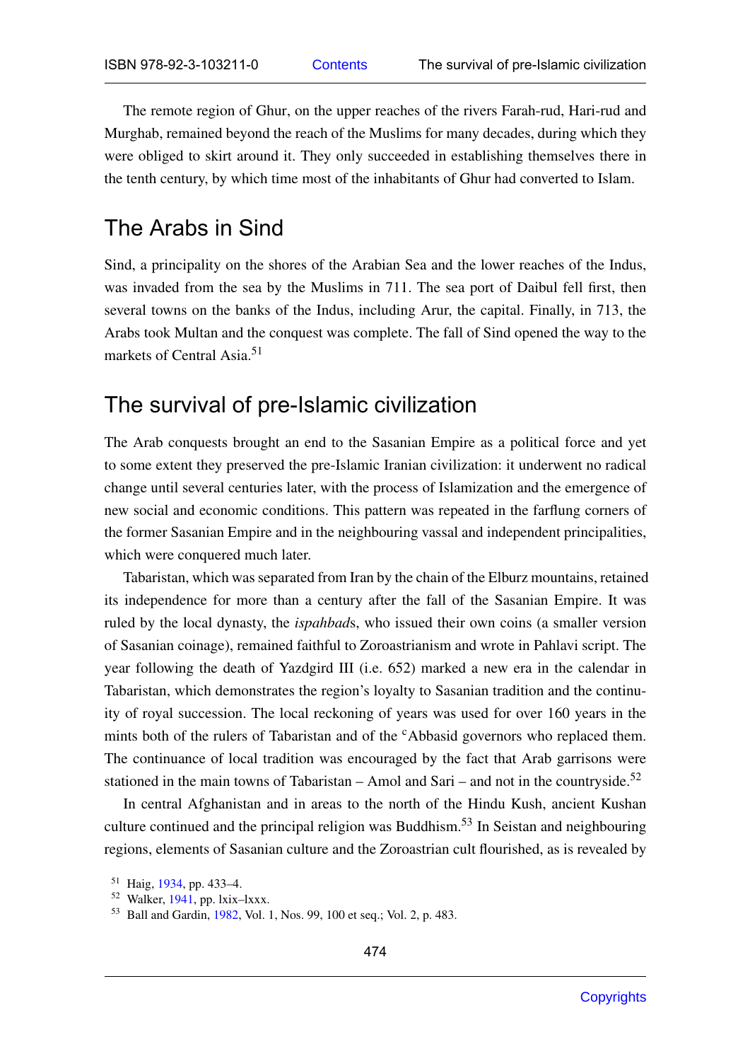The remote region of Ghur, on the upper reaches of the rivers Farah-rud, Hari-rud and Murghab, remained beyond the reach of the Muslims for many decades, during which they were obliged to skirt around it. They only succeeded in establishing themselves there in the tenth century, by which time most of the inhabitants of Ghur had converted to Islam.

## The Arabs in Sind

Sind, a principality on the shores of the Arabian Sea and the lower reaches of the Indus, was invaded from the sea by the Muslims in 711. The sea port of Daibul fell first, then several towns on the banks of the Indus, including Arur, the capital. Finally, in 713, the Arabs took Multan and the conquest was complete. The fall of Sind opened the way to the markets of Central Asia.[51]

## The survival of pre-Islamic civilization

The Arab conquests brought an end to the Sasanian Empire as a political force and yet to some extent they preserved the pre-Islamic Iranian civilization: it underwent no radical change until several centuries later, with the process of Islamization and the emergence of new social and economic conditions. This pattern was repeated in the farflung corners of the former Sasanian Empire and in the neighbouring vassal and independent principalities, which were conquered much later.

Tabaristan, which was separated from Iran by the chain of the Elburz mountains, retained its independence for more than a century after the fall of the Sasanian Empire. It was ruled by the local dynasty, the *ispahbad*s, who issued their own coins (a smaller version of Sasanian coinage), remained faithful to Zoroastrianism and wrote in Pahlavi script. The year following the death of Yazdgird III (i.e. 652) marked a new era in the calendar in Tabaristan, which demonstrates the region's loyalty to Sasanian tradition and the continuity of royal succession. The local reckoning of years was used for over 160 years in the mints both of the rulers of Tabaristan and of the ᶜAbbasid governors who replaced them. The continuance of local tradition was encouraged by the fact that Arab garrisons were stationed in the main towns of Tabaristan – Amol and Sari – and not in the countryside.[52]

In central Afghanistan and in areas to the north of the Hindu Kush, ancient Kushan culture continued and the principal religion was Buddhism.[53] In Seistan and neighbouring regions, elements of Sasanian culture and the Zoroastrian cult flourished, as is revealed by

[51] Haig, 1934, pp. 433–4.

[52] Walker, 1941, pp. lxix–lxxx.

[53] Ball and Gardin, 1982, Vol. 1, Nos. 99, 100 et seq.; Vol. 2, p. 483.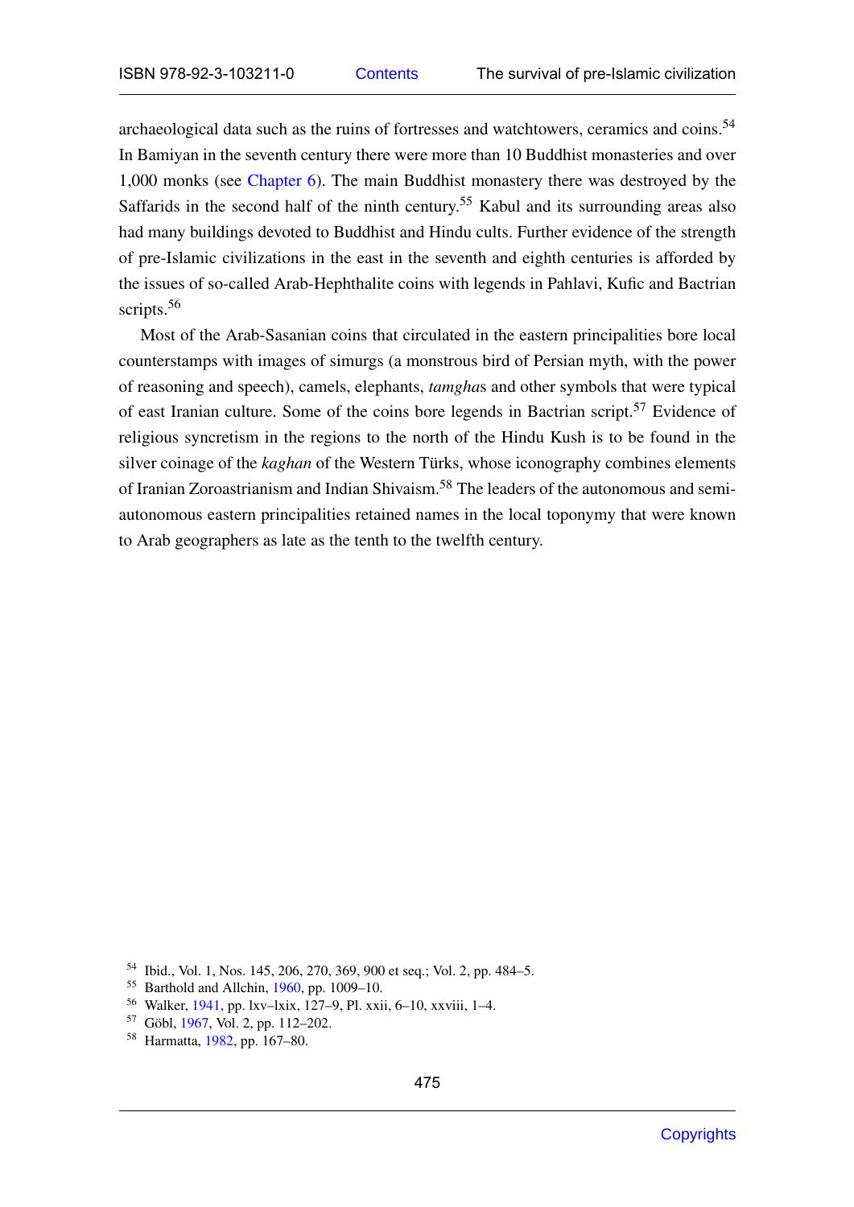archaeological data such as the ruins of fortresses and watchtowers, ceramics and coins.[54] In Bamiyan in the seventh century there were more than 10 Buddhist monasteries and over 1,000 monks (see Chapter 6). The main Buddhist monastery there was destroyed by the Saffarids in the second half of the ninth century.[55] Kabul and its surrounding areas also had many buildings devoted to Buddhist and Hindu cults. Further evidence of the strength of pre-Islamic civilizations in the east in the seventh and eighth centuries is afforded by the issues of so-called Arab-Hephthalite coins with legends in Pahlavi, Kufic and Bactrian scripts.[56]

Most of the Arab-Sasanian coins that circulated in the eastern principalities bore local counterstamps with images of simurgs (a monstrous bird of Persian myth, with the power of reasoning and speech), camels, elephants, *tamgha*s and other symbols that were typical of east Iranian culture. Some of the coins bore legends in Bactrian script.[57] Evidence of religious syncretism in the regions to the north of the Hindu Kush is to be found in the silver coinage of the *kaghan* of the Western Türks, whose iconography combines elements of Iranian Zoroastrianism and Indian Shivaism.[58] The leaders of the autonomous and semi-autonomous eastern principalities retained names in the local toponymy that were known to Arab geographers as late as the tenth to the twelfth century.

[54] Ibid., Vol. 1, Nos. 145, 206, 270, 369, 900 et seq.; Vol. 2, pp. 484–5.
[55] Barthold and Allchin, 1960, pp. 1009–10.
[56] Walker, 1941, pp. lxv–lxix, 127–9, Pl. xxii, 6–10, xxviii, 1–4.
[57] Göbl, 1967, Vol. 2, pp. 112–202.
[58] Harmatta, 1982, pp. 167–80.